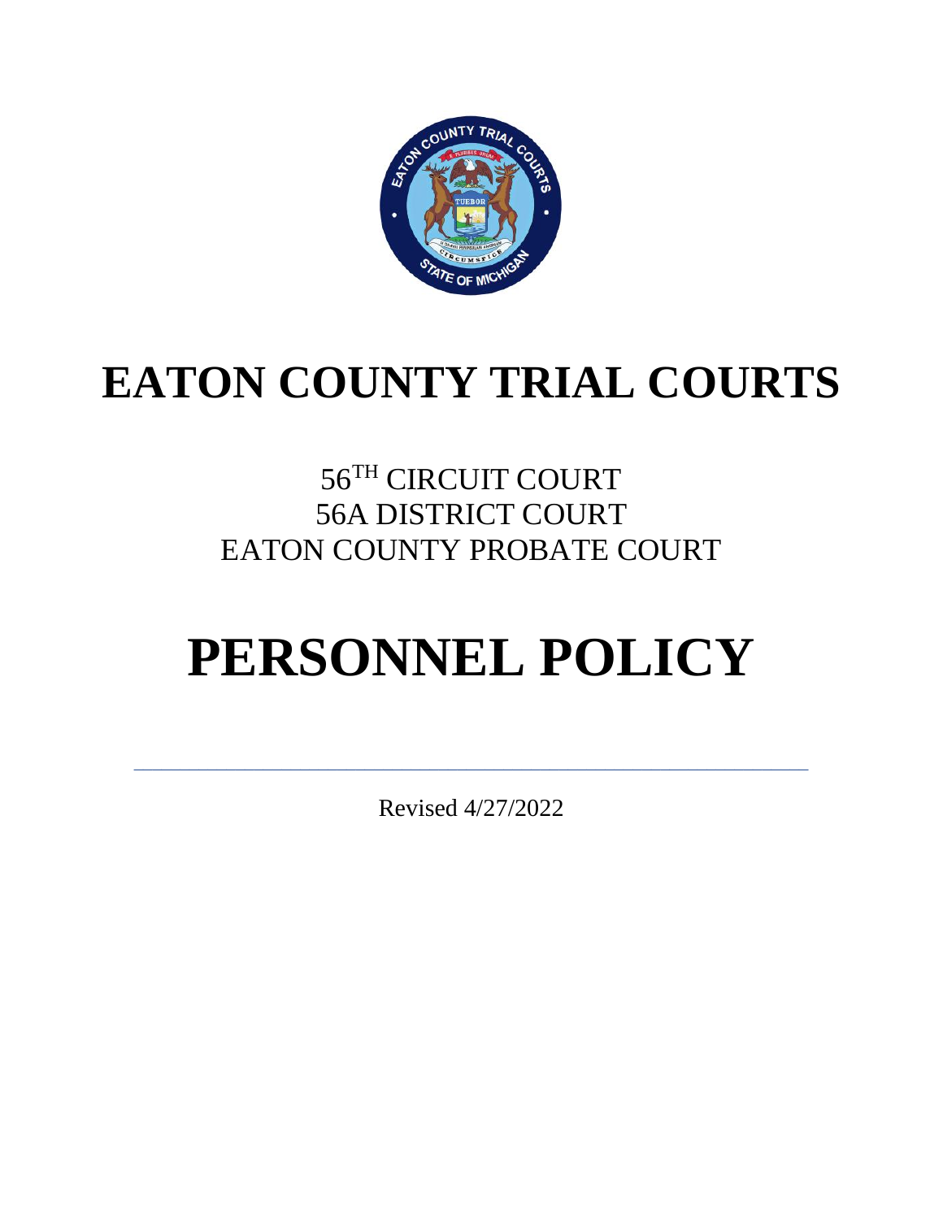# EATON COUNTY TRIAL COURTS

56TH CIRCUIT COURT
56A DISTRICT COURT
EATON COUNTY PROBATE COURT

# PERSONNEL POLICY

---

Revised 4/27/2022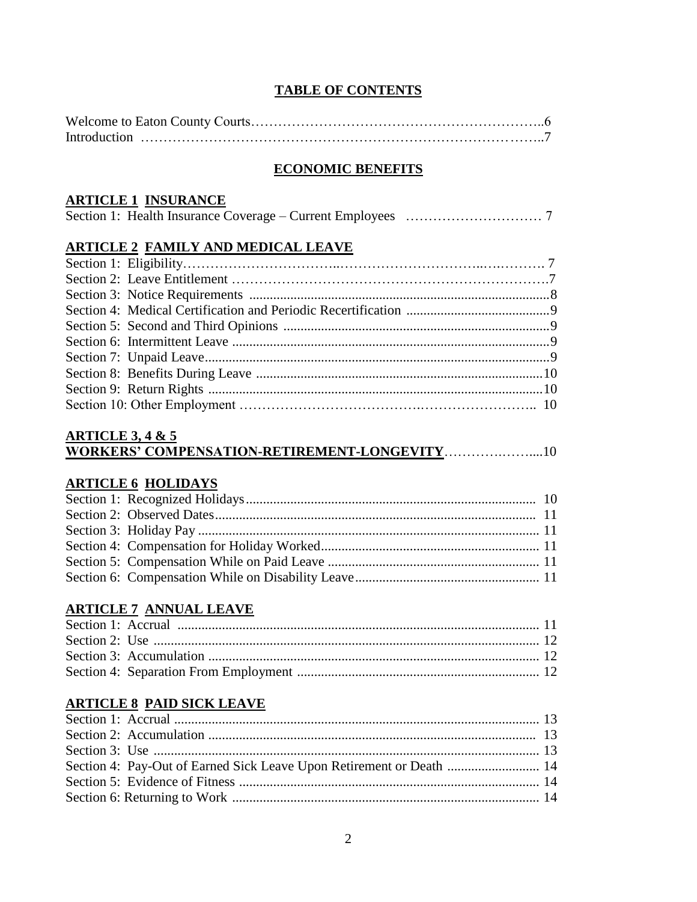# TABLE OF CONTENTS

Welcome to Eaton County Courts……………………………………………………..6
Introduction ……………………………………………………………………………..7

## ECONOMIC BENEFITS

### ARTICLE 1 INSURANCE

Section 1: Health Insurance Coverage – Current Employees ………………………… 7

### ARTICLE 2 FAMILY AND MEDICAL LEAVE

Section 1: Eligibility……………………………..…………………………..….………. 7
Section 2: Leave Entitlement ………………………………………………………….7
Section 3: Notice Requirements ........................................................................................8
Section 4: Medical Certification and Periodic Recertification ..........................................9
Section 5: Second and Third Opinions .............................................................................9
Section 6: Intermittent Leave .............................................................................................9
Section 7: Unpaid Leave.....................................................................................................9
Section 8: Benefits During Leave ....................................................................................10
Section 9: Return Rights ..................................................................................................10
Section 10: Other Employment ……………………………….…………………….. 10

### ARTICLE 3, 4 & 5 WORKERS' COMPENSATION-RETIREMENT-LONGEVITY……….……....10

### ARTICLE 6 HOLIDAYS

Section 1: Recognized Holidays.................................................................................... 10
Section 2: Observed Dates............................................................................................. 11
Section 3: Holiday Pay .................................................................................................. 11
Section 4: Compensation for Holiday Worked................................................................ 11
Section 5: Compensation While on Paid Leave .............................................................. 11
Section 6: Compensation While on Disability Leave...................................................... 11

### ARTICLE 7 ANNUAL LEAVE

Section 1: Accrual ......................................................................................................... 11
Section 2: Use ................................................................................................................ 12
Section 3: Accumulation ................................................................................................ 12
Section 4: Separation From Employment ...................................................................... 12

### ARTICLE 8 PAID SICK LEAVE

Section 1: Accrual .......................................................................................................... 13
Section 2: Accumulation ................................................................................................ 13
Section 3: Use ................................................................................................................ 13
Section 4: Pay-Out of Earned Sick Leave Upon Retirement or Death ........................... 14
Section 5: Evidence of Fitness ....................................................................................... 14
Section 6: Returning to Work ......................................................................................... 14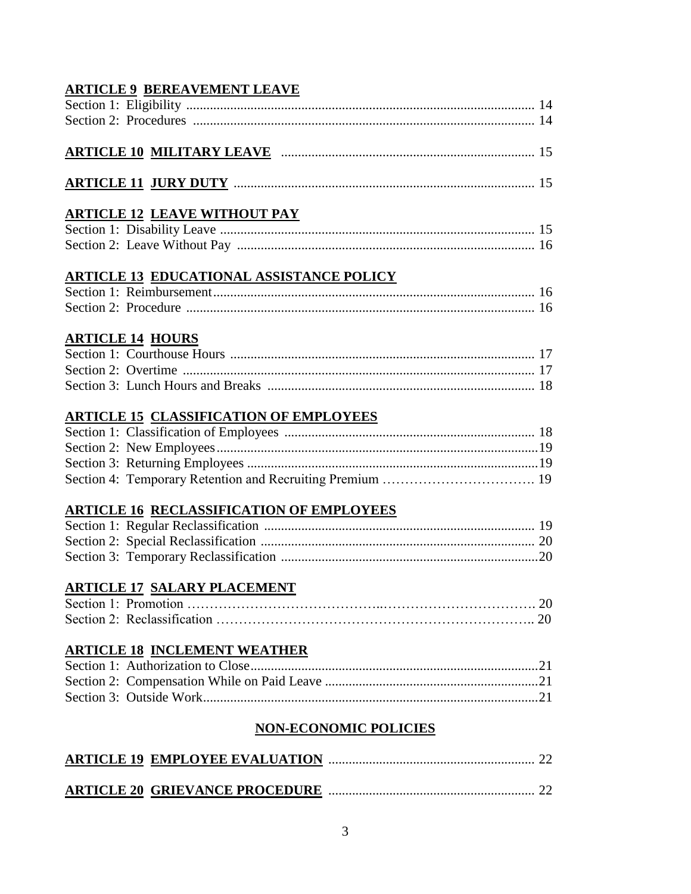**ARTICLE 9 BEREAVEMENT LEAVE**

Section 1: Eligibility ........................................................................................................ 14
Section 2: Procedures ...................................................................................................... 14

**ARTICLE 10 MILITARY LEAVE** ........................................................................... 15

**ARTICLE 11 JURY DUTY** ........................................................................................ 15

**ARTICLE 12 LEAVE WITHOUT PAY**

Section 1: Disability Leave ............................................................................................. 15
Section 2: Leave Without Pay ........................................................................................ 16

**ARTICLE 13 EDUCATIONAL ASSISTANCE POLICY**

Section 1: Reimbursement.............................................................................................. 16
Section 2: Procedure ....................................................................................................... 16

**ARTICLE 14 HOURS**

Section 1: Courthouse Hours .......................................................................................... 17
Section 2: Overtime ........................................................................................................ 17
Section 3: Lunch Hours and Breaks ............................................................................... 18

**ARTICLE 15 CLASSIFICATION OF EMPLOYEES**

Section 1: Classification of Employees .......................................................................... 18
Section 2: New Employees...............................................................................................19
Section 3: Returning Employees ......................................................................................19
Section 4: Temporary Retention and Recruiting Premium ……………………………. 19

**ARTICLE 16 RECLASSIFICATION OF EMPLOYEES**

Section 1: Regular Reclassification ................................................................................ 19
Section 2: Special Reclassification ................................................................................. 20
Section 3: Temporary Reclassification ............................................................................20

**ARTICLE 17 SALARY PLACEMENT**

Section 1: Promotion …………………………………..……………………………. 20
Section 2: Reclassification …………………………………………………………….. 20

**ARTICLE 18 INCLEMENT WEATHER**

Section 1: Authorization to Close.....................................................................................21
Section 2: Compensation While on Paid Leave ...............................................................21
Section 3: Outside Work...................................................................................................21

**NON-ECONOMIC POLICIES**

**ARTICLE 19 EMPLOYEE EVALUATION** ............................................................ 22

**ARTICLE 20 GRIEVANCE PROCEDURE** ............................................................ 22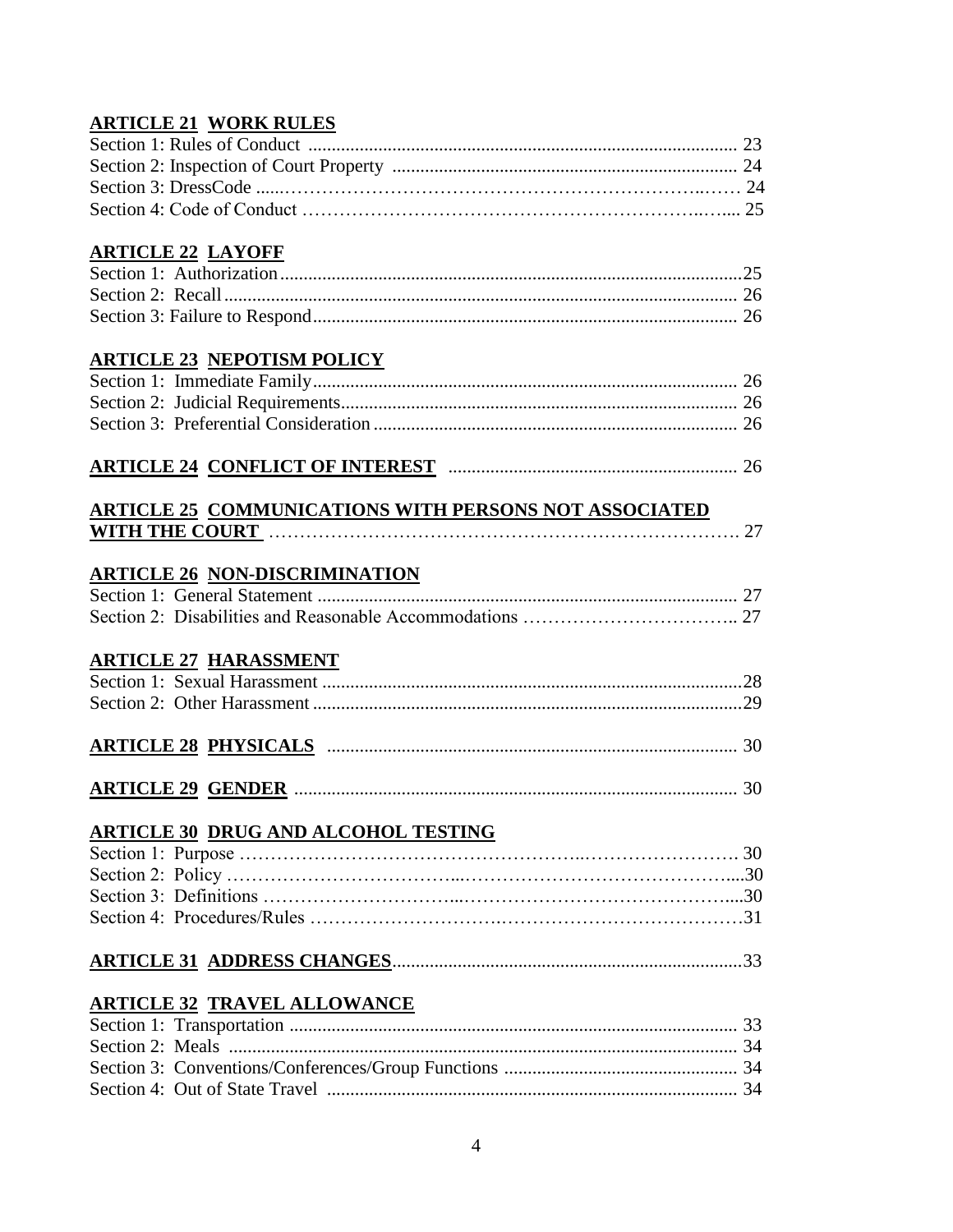**ARTICLE 21 WORK RULES**

Section 1: Rules of Conduct ........................................................................................... 23
Section 2: Inspection of Court Property .......................................................................... 24
Section 3: DressCode ......................................................................................................... 24
Section 4: Code of Conduct ............................................................................................... 25

**ARTICLE 22 LAYOFF**

Section 1: Authorization .................................................................................................... 25
Section 2: Recall ................................................................................................................ 26
Section 3: Failure to Respond ........................................................................................... 26

**ARTICLE 23 NEPOTISM POLICY**

Section 1: Immediate Family ............................................................................................ 26
Section 2: Judicial Requirements ...................................................................................... 26
Section 3: Preferential Consideration ............................................................................... 26

**ARTICLE 24 CONFLICT OF INTEREST** ........................................................... 26

**ARTICLE 25 COMMUNICATIONS WITH PERSONS NOT ASSOCIATED WITH THE COURT** .......................................................................................................... 27

**ARTICLE 26 NON-DISCRIMINATION**

Section 1: General Statement ........................................................................................... 27
Section 2: Disabilities and Reasonable Accommodations ............................................... 27

**ARTICLE 27 HARASSMENT**

Section 1: Sexual Harassment ........................................................................................... 28
Section 2: Other Harassment ............................................................................................ 29

**ARTICLE 28 PHYSICALS** ..................................................................................... 30

**ARTICLE 29 GENDER** ............................................................................................ 30

**ARTICLE 30 DRUG AND ALCOHOL TESTING**

Section 1: Purpose ............................................................................................................. 30
Section 2: Policy ............................................................................................................... 30
Section 3: Definitions ....................................................................................................... 30
Section 4: Procedures/Rules ............................................................................................. 31

**ARTICLE 31 ADDRESS CHANGES** ...................................................................... 33

**ARTICLE 32 TRAVEL ALLOWANCE**

Section 1: Transportation .................................................................................................. 33
Section 2: Meals ................................................................................................................ 34
Section 3: Conventions/Conferences/Group Functions ................................................... 34
Section 4: Out of State Travel .......................................................................................... 34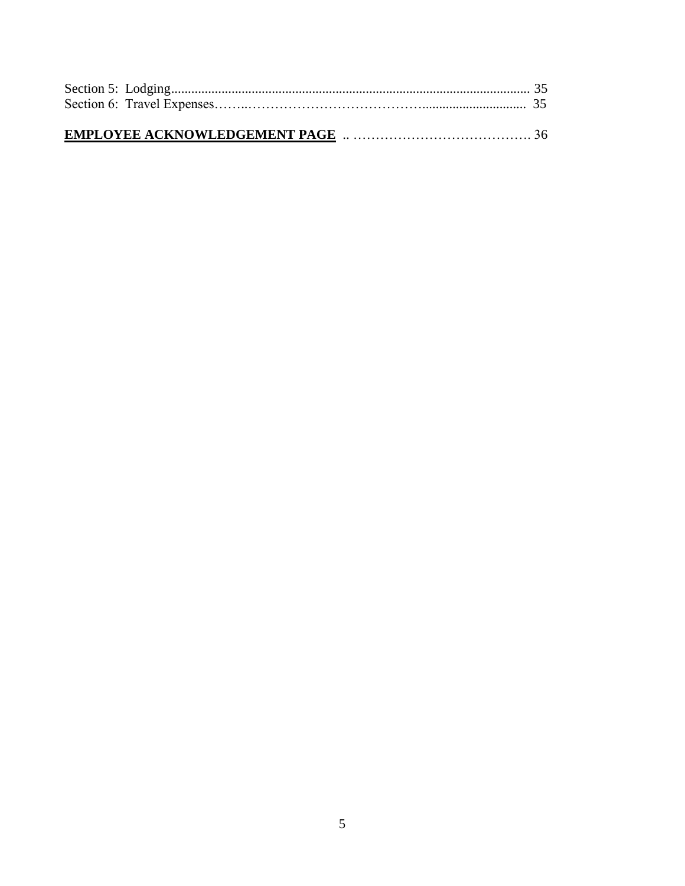Section 5: Lodging........................................................................................................... 35
Section 6: Travel Expenses……..………………………………….............................. 35

**EMPLOYEE ACKNOWLEDGEMENT PAGE** .. …………………………………. 36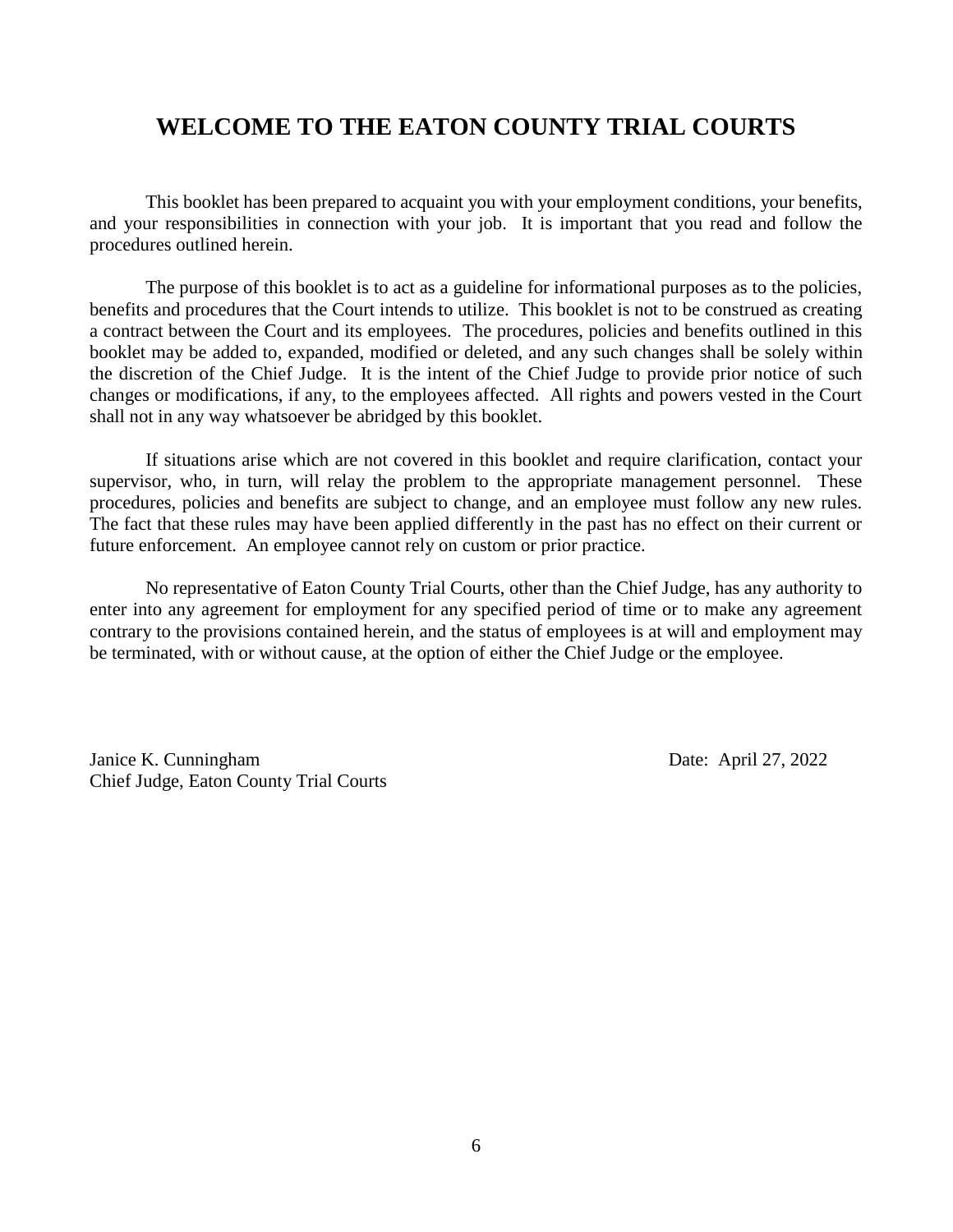# WELCOME TO THE EATON COUNTY TRIAL COURTS

This booklet has been prepared to acquaint you with your employment conditions, your benefits, and your responsibilities in connection with your job. It is important that you read and follow the procedures outlined herein.

The purpose of this booklet is to act as a guideline for informational purposes as to the policies, benefits and procedures that the Court intends to utilize. This booklet is not to be construed as creating a contract between the Court and its employees. The procedures, policies and benefits outlined in this booklet may be added to, expanded, modified or deleted, and any such changes shall be solely within the discretion of the Chief Judge. It is the intent of the Chief Judge to provide prior notice of such changes or modifications, if any, to the employees affected. All rights and powers vested in the Court shall not in any way whatsoever be abridged by this booklet.

If situations arise which are not covered in this booklet and require clarification, contact your supervisor, who, in turn, will relay the problem to the appropriate management personnel. These procedures, policies and benefits are subject to change, and an employee must follow any new rules. The fact that these rules may have been applied differently in the past has no effect on their current or future enforcement. An employee cannot rely on custom or prior practice.

No representative of Eaton County Trial Courts, other than the Chief Judge, has any authority to enter into any agreement for employment for any specified period of time or to make any agreement contrary to the provisions contained herein, and the status of employees is at will and employment may be terminated, with or without cause, at the option of either the Chief Judge or the employee.

Janice K. Cunningham
Chief Judge, Eaton County Trial Courts

Date: April 27, 2022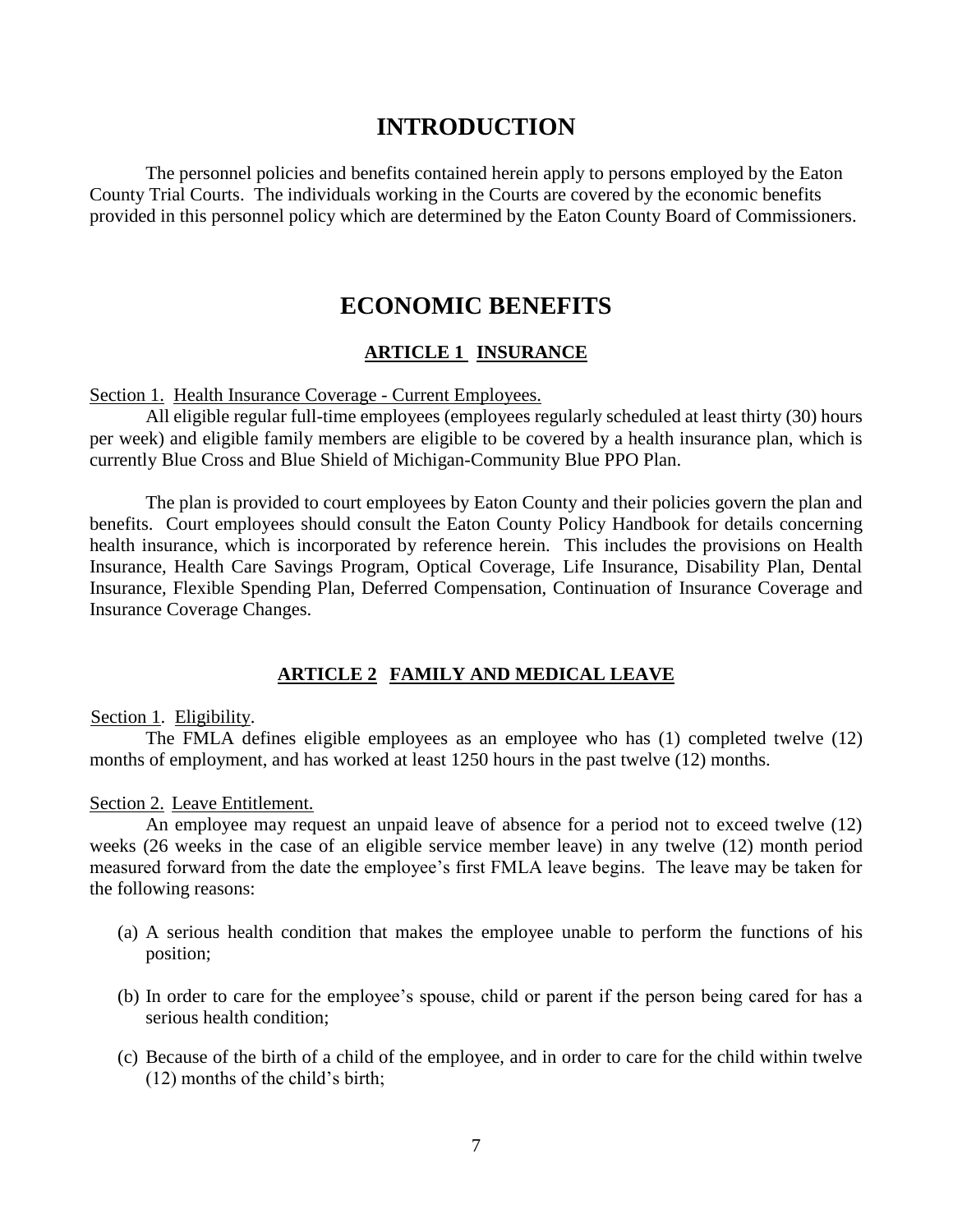# INTRODUCTION

The personnel policies and benefits contained herein apply to persons employed by the Eaton County Trial Courts. The individuals working in the Courts are covered by the economic benefits provided in this personnel policy which are determined by the Eaton County Board of Commissioners.

# ECONOMIC BENEFITS

## ARTICLE 1 INSURANCE

Section 1. Health Insurance Coverage - Current Employees.

All eligible regular full-time employees (employees regularly scheduled at least thirty (30) hours per week) and eligible family members are eligible to be covered by a health insurance plan, which is currently Blue Cross and Blue Shield of Michigan-Community Blue PPO Plan.

The plan is provided to court employees by Eaton County and their policies govern the plan and benefits. Court employees should consult the Eaton County Policy Handbook for details concerning health insurance, which is incorporated by reference herein. This includes the provisions on Health Insurance, Health Care Savings Program, Optical Coverage, Life Insurance, Disability Plan, Dental Insurance, Flexible Spending Plan, Deferred Compensation, Continuation of Insurance Coverage and Insurance Coverage Changes.

## ARTICLE 2 FAMILY AND MEDICAL LEAVE

Section 1. Eligibility.

The FMLA defines eligible employees as an employee who has (1) completed twelve (12) months of employment, and has worked at least 1250 hours in the past twelve (12) months.

Section 2. Leave Entitlement.

An employee may request an unpaid leave of absence for a period not to exceed twelve (12) weeks (26 weeks in the case of an eligible service member leave) in any twelve (12) month period measured forward from the date the employee's first FMLA leave begins. The leave may be taken for the following reasons:

(a) A serious health condition that makes the employee unable to perform the functions of his position;

(b) In order to care for the employee's spouse, child or parent if the person being cared for has a serious health condition;

(c) Because of the birth of a child of the employee, and in order to care for the child within twelve (12) months of the child's birth;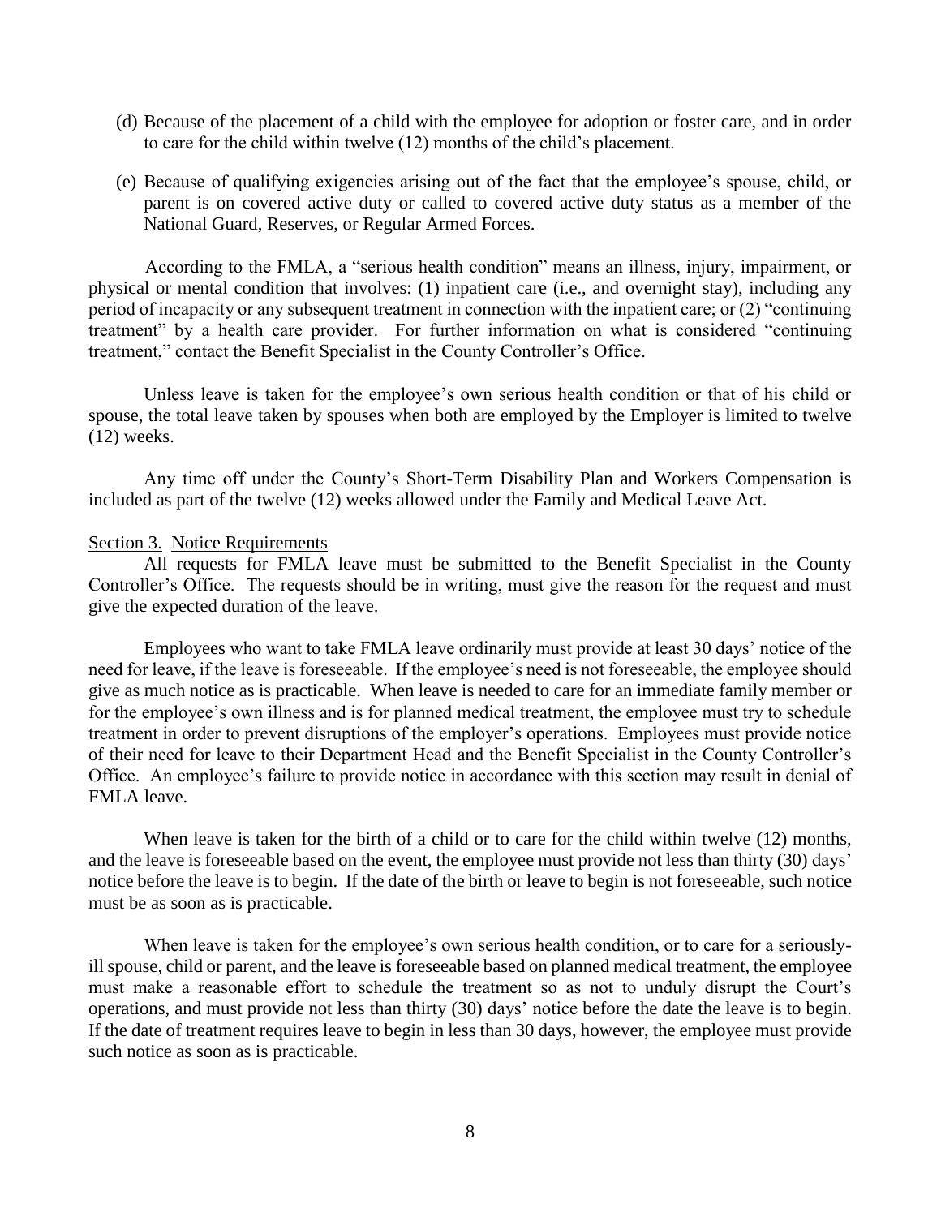(d) Because of the placement of a child with the employee for adoption or foster care, and in order to care for the child within twelve (12) months of the child's placement.

(e) Because of qualifying exigencies arising out of the fact that the employee's spouse, child, or parent is on covered active duty or called to covered active duty status as a member of the National Guard, Reserves, or Regular Armed Forces.

According to the FMLA, a "serious health condition" means an illness, injury, impairment, or physical or mental condition that involves: (1) inpatient care (i.e., and overnight stay), including any period of incapacity or any subsequent treatment in connection with the inpatient care; or (2) "continuing treatment" by a health care provider. For further information on what is considered "continuing treatment," contact the Benefit Specialist in the County Controller's Office.

Unless leave is taken for the employee's own serious health condition or that of his child or spouse, the total leave taken by spouses when both are employed by the Employer is limited to twelve (12) weeks.

Any time off under the County's Short-Term Disability Plan and Workers Compensation is included as part of the twelve (12) weeks allowed under the Family and Medical Leave Act.

Section 3. Notice Requirements

All requests for FMLA leave must be submitted to the Benefit Specialist in the County Controller's Office. The requests should be in writing, must give the reason for the request and must give the expected duration of the leave.

Employees who want to take FMLA leave ordinarily must provide at least 30 days' notice of the need for leave, if the leave is foreseeable. If the employee's need is not foreseeable, the employee should give as much notice as is practicable. When leave is needed to care for an immediate family member or for the employee's own illness and is for planned medical treatment, the employee must try to schedule treatment in order to prevent disruptions of the employer's operations. Employees must provide notice of their need for leave to their Department Head and the Benefit Specialist in the County Controller's Office. An employee's failure to provide notice in accordance with this section may result in denial of FMLA leave.

When leave is taken for the birth of a child or to care for the child within twelve (12) months, and the leave is foreseeable based on the event, the employee must provide not less than thirty (30) days' notice before the leave is to begin. If the date of the birth or leave to begin is not foreseeable, such notice must be as soon as is practicable.

When leave is taken for the employee's own serious health condition, or to care for a seriously-ill spouse, child or parent, and the leave is foreseeable based on planned medical treatment, the employee must make a reasonable effort to schedule the treatment so as not to unduly disrupt the Court's operations, and must provide not less than thirty (30) days' notice before the date the leave is to begin. If the date of treatment requires leave to begin in less than 30 days, however, the employee must provide such notice as soon as is practicable.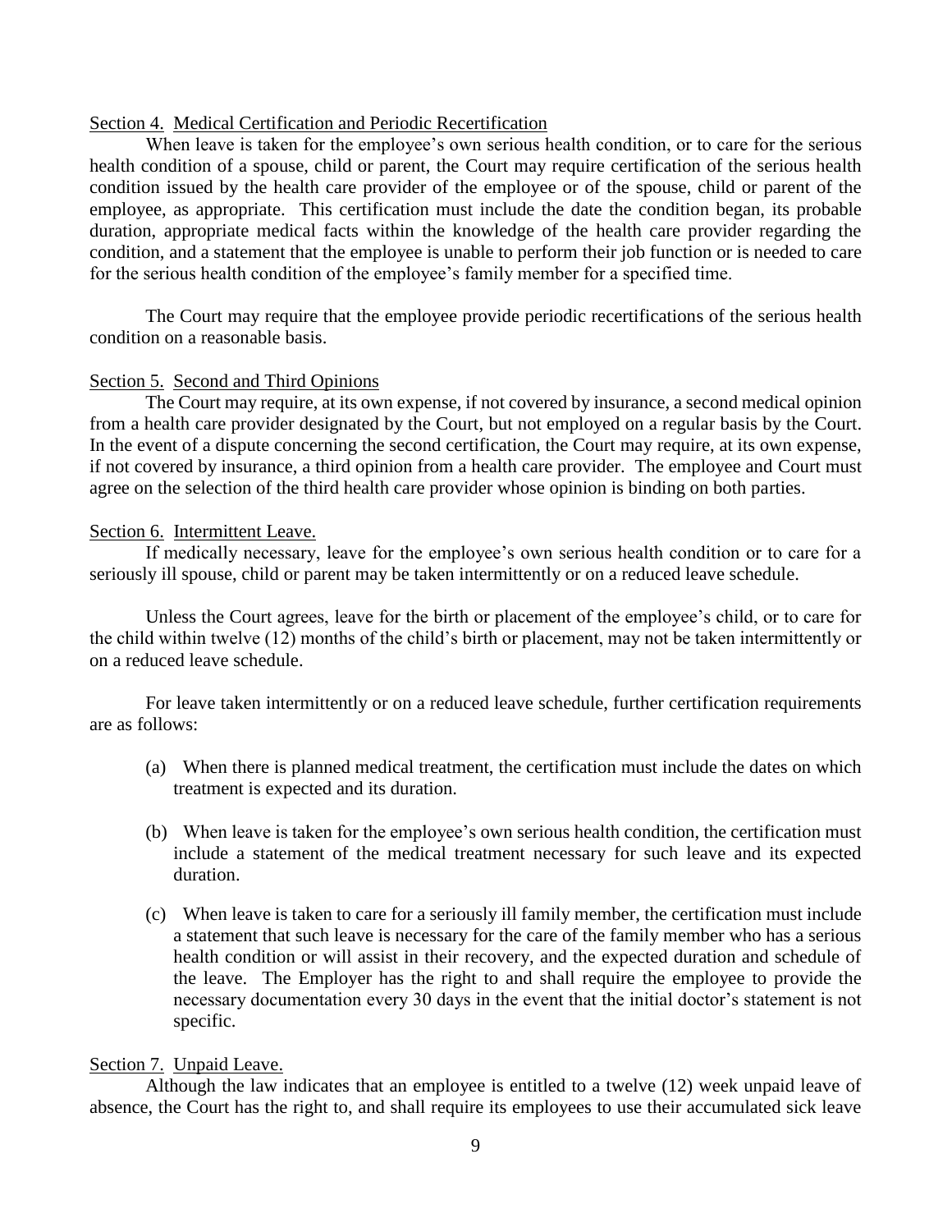Section 4. Medical Certification and Periodic Recertification

When leave is taken for the employee's own serious health condition, or to care for the serious health condition of a spouse, child or parent, the Court may require certification of the serious health condition issued by the health care provider of the employee or of the spouse, child or parent of the employee, as appropriate. This certification must include the date the condition began, its probable duration, appropriate medical facts within the knowledge of the health care provider regarding the condition, and a statement that the employee is unable to perform their job function or is needed to care for the serious health condition of the employee's family member for a specified time.

The Court may require that the employee provide periodic recertifications of the serious health condition on a reasonable basis.

Section 5. Second and Third Opinions

The Court may require, at its own expense, if not covered by insurance, a second medical opinion from a health care provider designated by the Court, but not employed on a regular basis by the Court. In the event of a dispute concerning the second certification, the Court may require, at its own expense, if not covered by insurance, a third opinion from a health care provider. The employee and Court must agree on the selection of the third health care provider whose opinion is binding on both parties.

Section 6. Intermittent Leave.

If medically necessary, leave for the employee's own serious health condition or to care for a seriously ill spouse, child or parent may be taken intermittently or on a reduced leave schedule.

Unless the Court agrees, leave for the birth or placement of the employee's child, or to care for the child within twelve (12) months of the child's birth or placement, may not be taken intermittently or on a reduced leave schedule.

For leave taken intermittently or on a reduced leave schedule, further certification requirements are as follows:

(a) When there is planned medical treatment, the certification must include the dates on which treatment is expected and its duration.

(b) When leave is taken for the employee's own serious health condition, the certification must include a statement of the medical treatment necessary for such leave and its expected duration.

(c) When leave is taken to care for a seriously ill family member, the certification must include a statement that such leave is necessary for the care of the family member who has a serious health condition or will assist in their recovery, and the expected duration and schedule of the leave. The Employer has the right to and shall require the employee to provide the necessary documentation every 30 days in the event that the initial doctor's statement is not specific.

Section 7. Unpaid Leave.

Although the law indicates that an employee is entitled to a twelve (12) week unpaid leave of absence, the Court has the right to, and shall require its employees to use their accumulated sick leave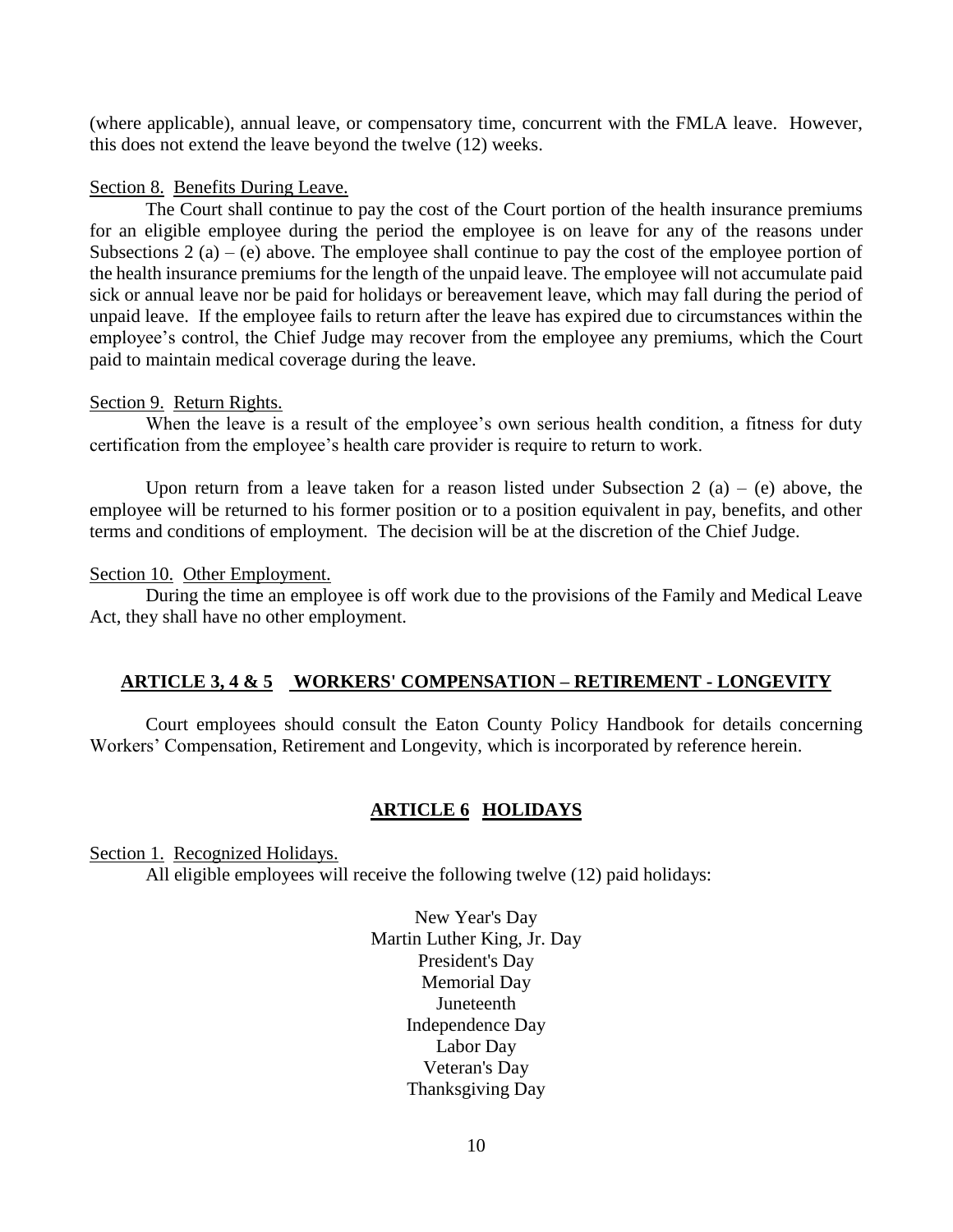(where applicable), annual leave, or compensatory time, concurrent with the FMLA leave. However, this does not extend the leave beyond the twelve (12) weeks.

Section 8. Benefits During Leave.

The Court shall continue to pay the cost of the Court portion of the health insurance premiums for an eligible employee during the period the employee is on leave for any of the reasons under Subsections 2 (a) – (e) above. The employee shall continue to pay the cost of the employee portion of the health insurance premiums for the length of the unpaid leave. The employee will not accumulate paid sick or annual leave nor be paid for holidays or bereavement leave, which may fall during the period of unpaid leave. If the employee fails to return after the leave has expired due to circumstances within the employee's control, the Chief Judge may recover from the employee any premiums, which the Court paid to maintain medical coverage during the leave.

Section 9. Return Rights.

When the leave is a result of the employee's own serious health condition, a fitness for duty certification from the employee's health care provider is require to return to work.

Upon return from a leave taken for a reason listed under Subsection 2 (a) – (e) above, the employee will be returned to his former position or to a position equivalent in pay, benefits, and other terms and conditions of employment. The decision will be at the discretion of the Chief Judge.

Section 10. Other Employment.

During the time an employee is off work due to the provisions of the Family and Medical Leave Act, they shall have no other employment.

## ARTICLE 3, 4 & 5 WORKERS' COMPENSATION – RETIREMENT - LONGEVITY

Court employees should consult the Eaton County Policy Handbook for details concerning Workers' Compensation, Retirement and Longevity, which is incorporated by reference herein.

## ARTICLE 6 HOLIDAYS

Section 1. Recognized Holidays.

All eligible employees will receive the following twelve (12) paid holidays:

New Year's Day
Martin Luther King, Jr. Day
President's Day
Memorial Day
Juneteenth
Independence Day
Labor Day
Veteran's Day
Thanksgiving Day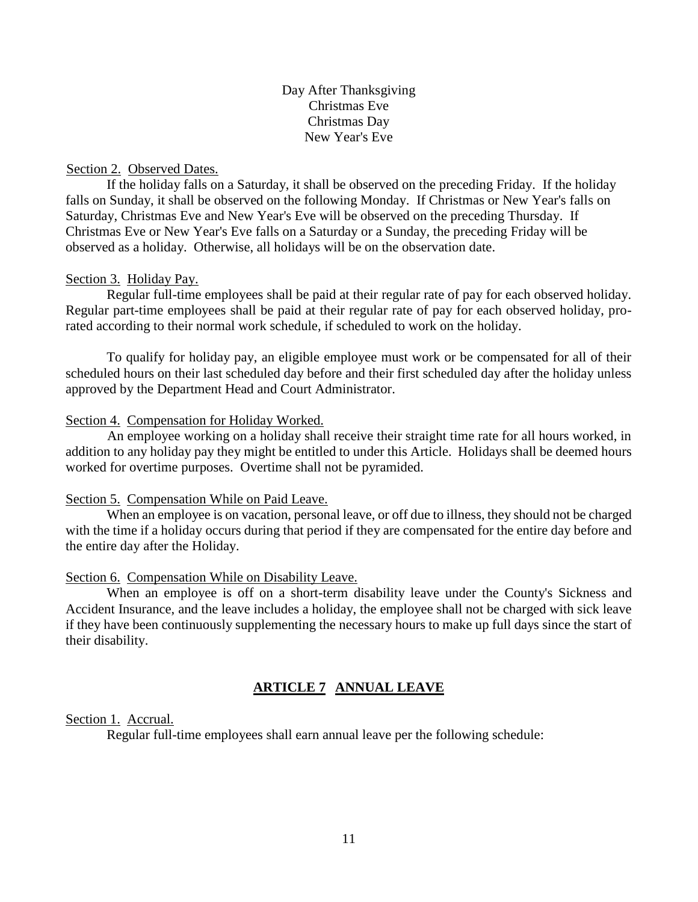Day After Thanksgiving
Christmas Eve
Christmas Day
New Year's Eve

Section 2. Observed Dates.

If the holiday falls on a Saturday, it shall be observed on the preceding Friday. If the holiday falls on Sunday, it shall be observed on the following Monday. If Christmas or New Year's falls on Saturday, Christmas Eve and New Year's Eve will be observed on the preceding Thursday. If Christmas Eve or New Year's Eve falls on a Saturday or a Sunday, the preceding Friday will be observed as a holiday. Otherwise, all holidays will be on the observation date.

Section 3. Holiday Pay.

Regular full-time employees shall be paid at their regular rate of pay for each observed holiday. Regular part-time employees shall be paid at their regular rate of pay for each observed holiday, pro-rated according to their normal work schedule, if scheduled to work on the holiday.

To qualify for holiday pay, an eligible employee must work or be compensated for all of their scheduled hours on their last scheduled day before and their first scheduled day after the holiday unless approved by the Department Head and Court Administrator.

Section 4. Compensation for Holiday Worked.

An employee working on a holiday shall receive their straight time rate for all hours worked, in addition to any holiday pay they might be entitled to under this Article. Holidays shall be deemed hours worked for overtime purposes. Overtime shall not be pyramided.

Section 5. Compensation While on Paid Leave.

When an employee is on vacation, personal leave, or off due to illness, they should not be charged with the time if a holiday occurs during that period if they are compensated for the entire day before and the entire day after the Holiday.

Section 6. Compensation While on Disability Leave.

When an employee is off on a short-term disability leave under the County's Sickness and Accident Insurance, and the leave includes a holiday, the employee shall not be charged with sick leave if they have been continuously supplementing the necessary hours to make up full days since the start of their disability.

## ARTICLE 7 ANNUAL LEAVE

Section 1. Accrual.

Regular full-time employees shall earn annual leave per the following schedule: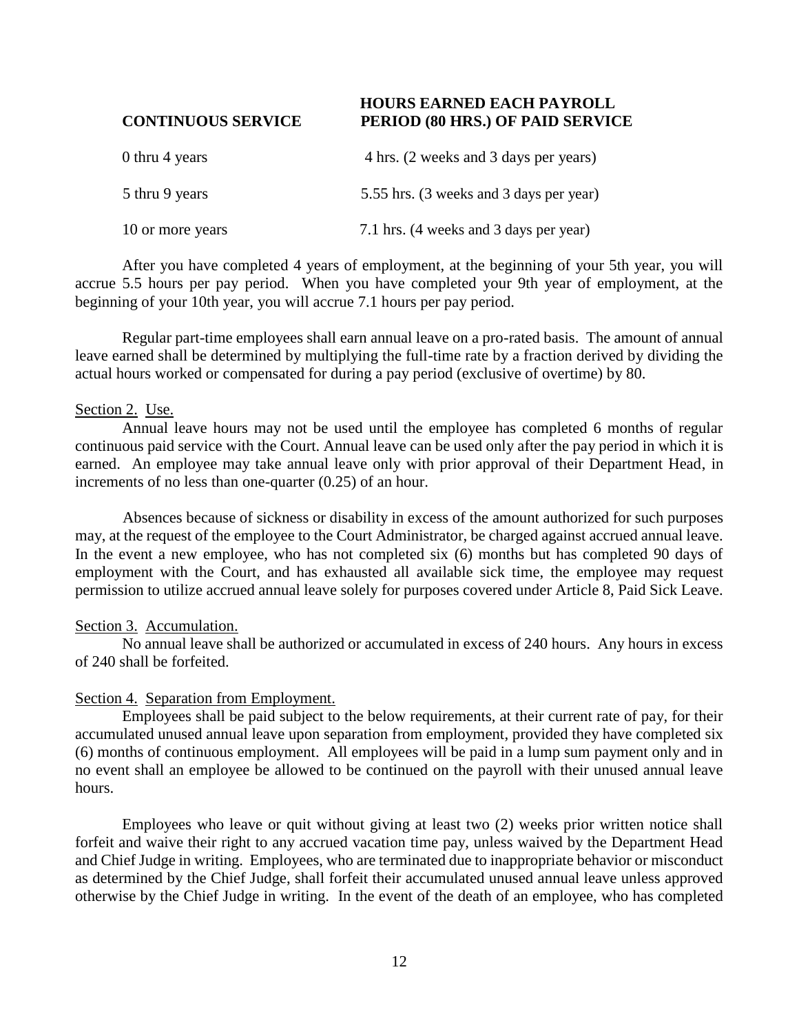| CONTINUOUS SERVICE | HOURS EARNED EACH PAYROLL PERIOD (80 HRS.) OF PAID SERVICE |
|---|---|
| 0 thru 4 years | 4 hrs. (2 weeks and 3 days per years) |
| 5 thru 9 years | 5.55 hrs. (3 weeks and 3 days per year) |
| 10 or more years | 7.1 hrs. (4 weeks and 3 days per year) |

After you have completed 4 years of employment, at the beginning of your 5th year, you will accrue 5.5 hours per pay period. When you have completed your 9th year of employment, at the beginning of your 10th year, you will accrue 7.1 hours per pay period.

Regular part-time employees shall earn annual leave on a pro-rated basis. The amount of annual leave earned shall be determined by multiplying the full-time rate by a fraction derived by dividing the actual hours worked or compensated for during a pay period (exclusive of overtime) by 80.

Section 2. Use.

Annual leave hours may not be used until the employee has completed 6 months of regular continuous paid service with the Court. Annual leave can be used only after the pay period in which it is earned. An employee may take annual leave only with prior approval of their Department Head, in increments of no less than one-quarter (0.25) of an hour.

Absences because of sickness or disability in excess of the amount authorized for such purposes may, at the request of the employee to the Court Administrator, be charged against accrued annual leave. In the event a new employee, who has not completed six (6) months but has completed 90 days of employment with the Court, and has exhausted all available sick time, the employee may request permission to utilize accrued annual leave solely for purposes covered under Article 8, Paid Sick Leave.

Section 3. Accumulation.

No annual leave shall be authorized or accumulated in excess of 240 hours. Any hours in excess of 240 shall be forfeited.

Section 4. Separation from Employment.

Employees shall be paid subject to the below requirements, at their current rate of pay, for their accumulated unused annual leave upon separation from employment, provided they have completed six (6) months of continuous employment. All employees will be paid in a lump sum payment only and in no event shall an employee be allowed to be continued on the payroll with their unused annual leave hours.

Employees who leave or quit without giving at least two (2) weeks prior written notice shall forfeit and waive their right to any accrued vacation time pay, unless waived by the Department Head and Chief Judge in writing. Employees, who are terminated due to inappropriate behavior or misconduct as determined by the Chief Judge, shall forfeit their accumulated unused annual leave unless approved otherwise by the Chief Judge in writing. In the event of the death of an employee, who has completed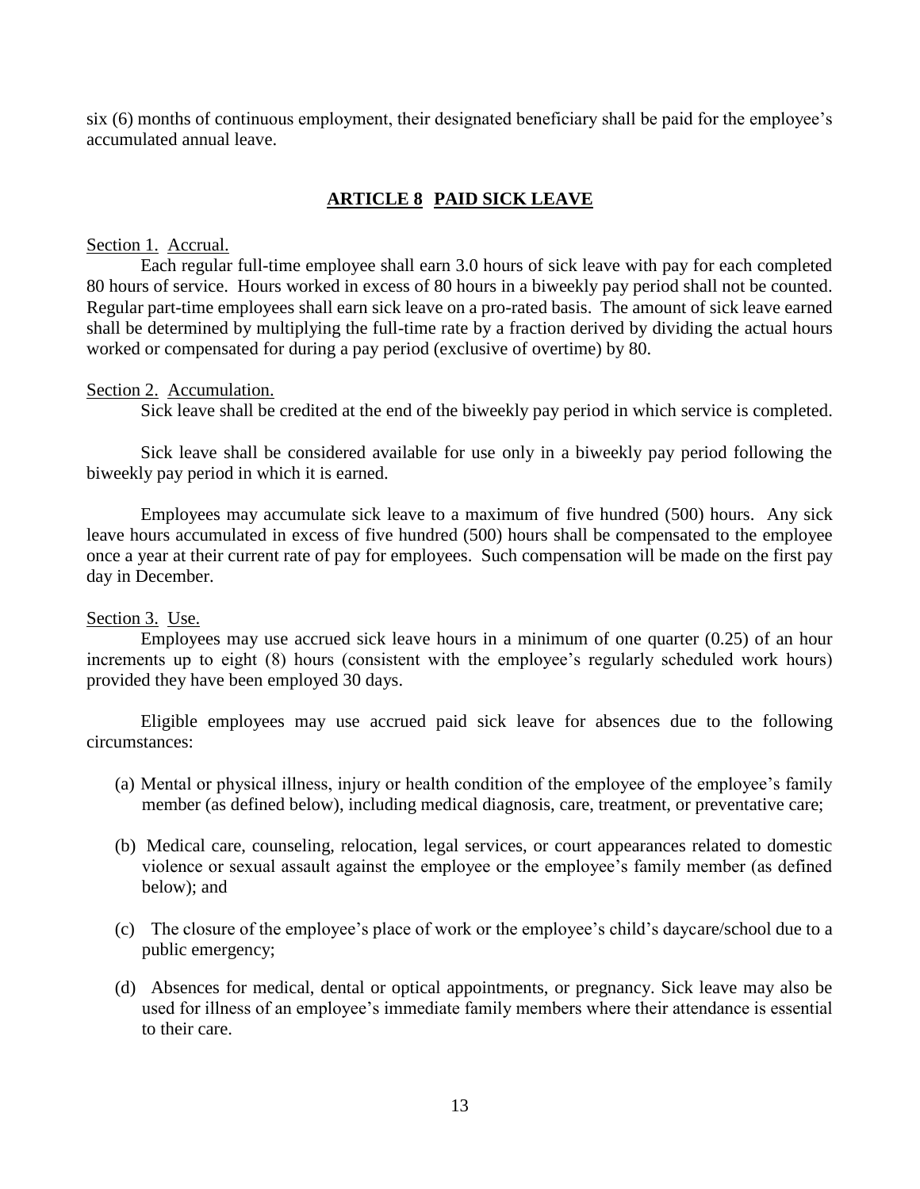six (6) months of continuous employment, their designated beneficiary shall be paid for the employee's accumulated annual leave.

## ARTICLE 8  PAID SICK LEAVE

Section 1. Accrual.

Each regular full-time employee shall earn 3.0 hours of sick leave with pay for each completed 80 hours of service. Hours worked in excess of 80 hours in a biweekly pay period shall not be counted. Regular part-time employees shall earn sick leave on a pro-rated basis. The amount of sick leave earned shall be determined by multiplying the full-time rate by a fraction derived by dividing the actual hours worked or compensated for during a pay period (exclusive of overtime) by 80.

Section 2. Accumulation.

Sick leave shall be credited at the end of the biweekly pay period in which service is completed.

Sick leave shall be considered available for use only in a biweekly pay period following the biweekly pay period in which it is earned.

Employees may accumulate sick leave to a maximum of five hundred (500) hours. Any sick leave hours accumulated in excess of five hundred (500) hours shall be compensated to the employee once a year at their current rate of pay for employees. Such compensation will be made on the first pay day in December.

Section 3. Use.

Employees may use accrued sick leave hours in a minimum of one quarter (0.25) of an hour increments up to eight (8) hours (consistent with the employee's regularly scheduled work hours) provided they have been employed 30 days.

Eligible employees may use accrued paid sick leave for absences due to the following circumstances:

(a) Mental or physical illness, injury or health condition of the employee of the employee's family member (as defined below), including medical diagnosis, care, treatment, or preventative care;

(b) Medical care, counseling, relocation, legal services, or court appearances related to domestic violence or sexual assault against the employee or the employee's family member (as defined below); and

(c) The closure of the employee's place of work or the employee's child's daycare/school due to a public emergency;

(d) Absences for medical, dental or optical appointments, or pregnancy. Sick leave may also be used for illness of an employee's immediate family members where their attendance is essential to their care.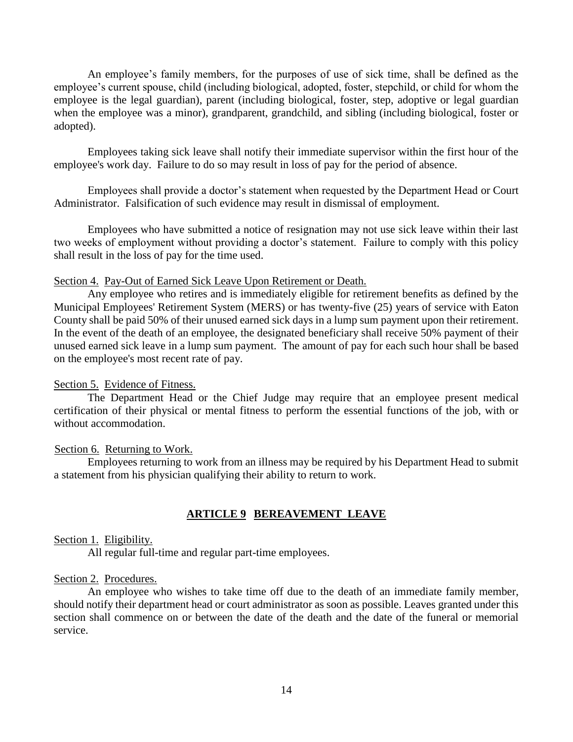An employee's family members, for the purposes of use of sick time, shall be defined as the employee's current spouse, child (including biological, adopted, foster, stepchild, or child for whom the employee is the legal guardian), parent (including biological, foster, step, adoptive or legal guardian when the employee was a minor), grandparent, grandchild, and sibling (including biological, foster or adopted).

Employees taking sick leave shall notify their immediate supervisor within the first hour of the employee's work day. Failure to do so may result in loss of pay for the period of absence.

Employees shall provide a doctor's statement when requested by the Department Head or Court Administrator. Falsification of such evidence may result in dismissal of employment.

Employees who have submitted a notice of resignation may not use sick leave within their last two weeks of employment without providing a doctor's statement. Failure to comply with this policy shall result in the loss of pay for the time used.

Section 4. Pay-Out of Earned Sick Leave Upon Retirement or Death.

Any employee who retires and is immediately eligible for retirement benefits as defined by the Municipal Employees' Retirement System (MERS) or has twenty-five (25) years of service with Eaton County shall be paid 50% of their unused earned sick days in a lump sum payment upon their retirement. In the event of the death of an employee, the designated beneficiary shall receive 50% payment of their unused earned sick leave in a lump sum payment. The amount of pay for each such hour shall be based on the employee's most recent rate of pay.

Section 5. Evidence of Fitness.

The Department Head or the Chief Judge may require that an employee present medical certification of their physical or mental fitness to perform the essential functions of the job, with or without accommodation.

Section 6. Returning to Work.

Employees returning to work from an illness may be required by his Department Head to submit a statement from his physician qualifying their ability to return to work.

## ARTICLE 9 BEREAVEMENT LEAVE

Section 1. Eligibility.

All regular full-time and regular part-time employees.

Section 2. Procedures.

An employee who wishes to take time off due to the death of an immediate family member, should notify their department head or court administrator as soon as possible. Leaves granted under this section shall commence on or between the date of the death and the date of the funeral or memorial service.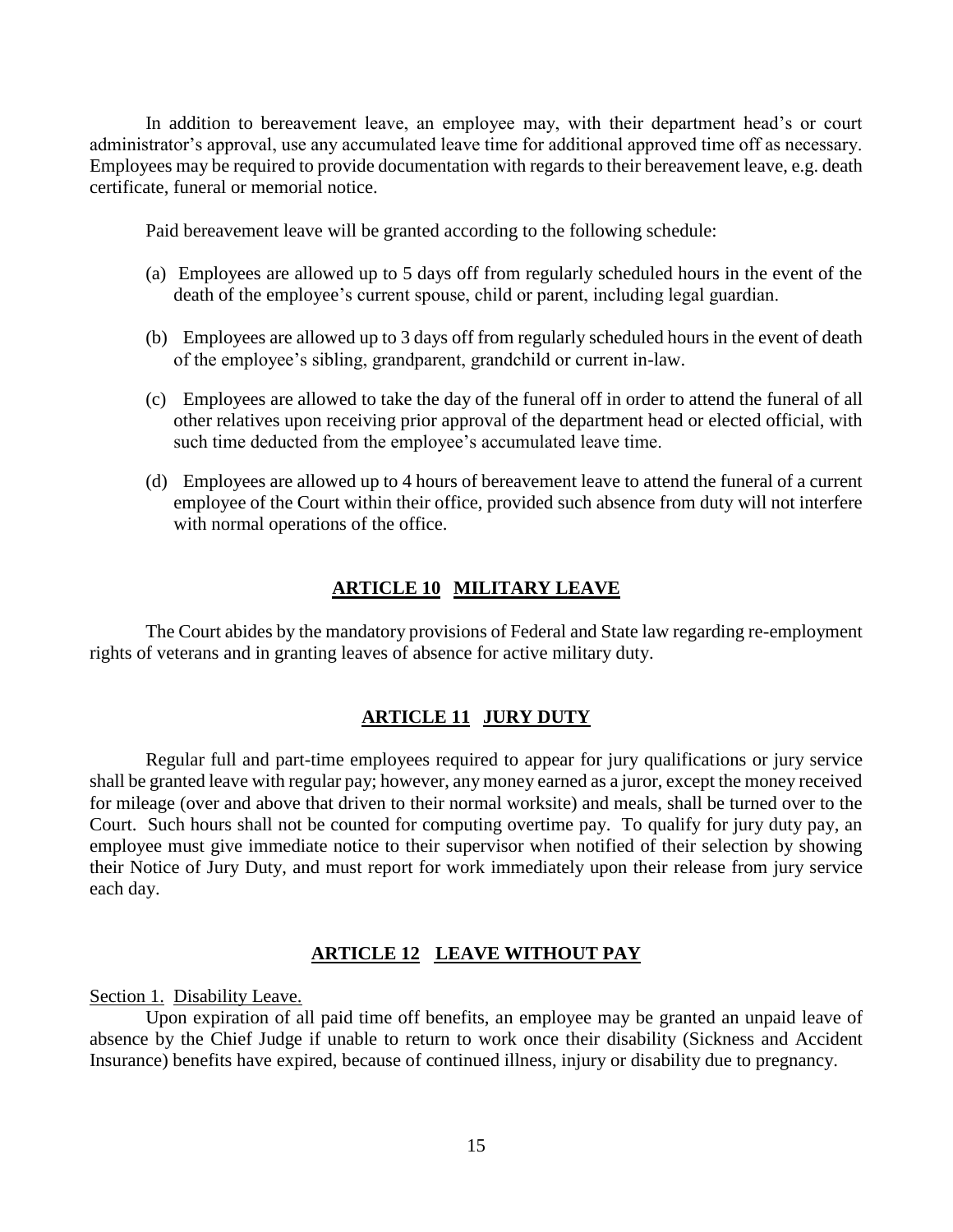In addition to bereavement leave, an employee may, with their department head's or court administrator's approval, use any accumulated leave time for additional approved time off as necessary. Employees may be required to provide documentation with regards to their bereavement leave, e.g. death certificate, funeral or memorial notice.

Paid bereavement leave will be granted according to the following schedule:

(a) Employees are allowed up to 5 days off from regularly scheduled hours in the event of the death of the employee's current spouse, child or parent, including legal guardian.

(b) Employees are allowed up to 3 days off from regularly scheduled hours in the event of death of the employee's sibling, grandparent, grandchild or current in-law.

(c) Employees are allowed to take the day of the funeral off in order to attend the funeral of all other relatives upon receiving prior approval of the department head or elected official, with such time deducted from the employee's accumulated leave time.

(d) Employees are allowed up to 4 hours of bereavement leave to attend the funeral of a current employee of the Court within their office, provided such absence from duty will not interfere with normal operations of the office.

## ARTICLE 10 MILITARY LEAVE

The Court abides by the mandatory provisions of Federal and State law regarding re-employment rights of veterans and in granting leaves of absence for active military duty.

## ARTICLE 11 JURY DUTY

Regular full and part-time employees required to appear for jury qualifications or jury service shall be granted leave with regular pay; however, any money earned as a juror, except the money received for mileage (over and above that driven to their normal worksite) and meals, shall be turned over to the Court. Such hours shall not be counted for computing overtime pay. To qualify for jury duty pay, an employee must give immediate notice to their supervisor when notified of their selection by showing their Notice of Jury Duty, and must report for work immediately upon their release from jury service each day.

## ARTICLE 12 LEAVE WITHOUT PAY

Section 1. Disability Leave.

Upon expiration of all paid time off benefits, an employee may be granted an unpaid leave of absence by the Chief Judge if unable to return to work once their disability (Sickness and Accident Insurance) benefits have expired, because of continued illness, injury or disability due to pregnancy.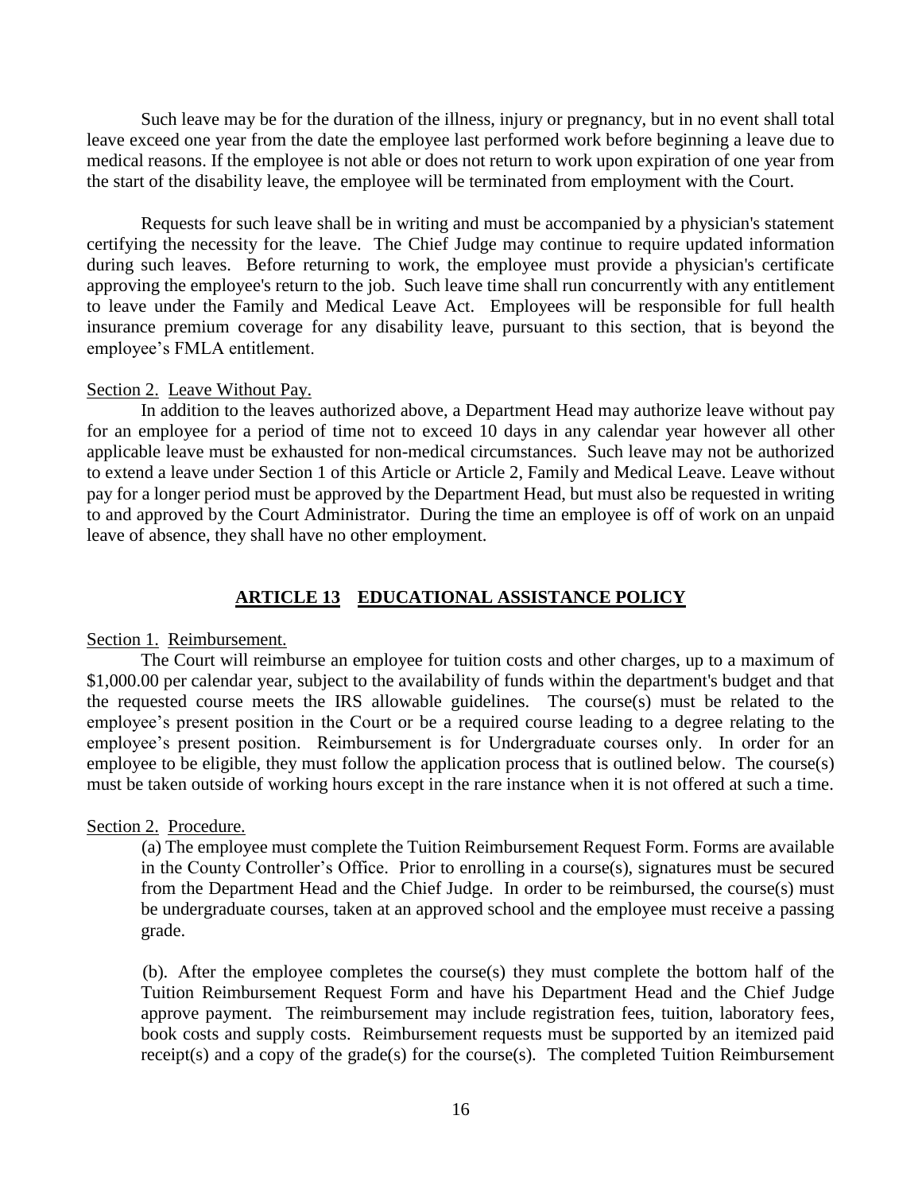Such leave may be for the duration of the illness, injury or pregnancy, but in no event shall total leave exceed one year from the date the employee last performed work before beginning a leave due to medical reasons. If the employee is not able or does not return to work upon expiration of one year from the start of the disability leave, the employee will be terminated from employment with the Court.

Requests for such leave shall be in writing and must be accompanied by a physician's statement certifying the necessity for the leave. The Chief Judge may continue to require updated information during such leaves. Before returning to work, the employee must provide a physician's certificate approving the employee's return to the job. Such leave time shall run concurrently with any entitlement to leave under the Family and Medical Leave Act. Employees will be responsible for full health insurance premium coverage for any disability leave, pursuant to this section, that is beyond the employee's FMLA entitlement.

Section 2. Leave Without Pay.

In addition to the leaves authorized above, a Department Head may authorize leave without pay for an employee for a period of time not to exceed 10 days in any calendar year however all other applicable leave must be exhausted for non-medical circumstances. Such leave may not be authorized to extend a leave under Section 1 of this Article or Article 2, Family and Medical Leave. Leave without pay for a longer period must be approved by the Department Head, but must also be requested in writing to and approved by the Court Administrator. During the time an employee is off of work on an unpaid leave of absence, they shall have no other employment.

## ARTICLE 13 EDUCATIONAL ASSISTANCE POLICY

Section 1. Reimbursement.

The Court will reimburse an employee for tuition costs and other charges, up to a maximum of $1,000.00 per calendar year, subject to the availability of funds within the department's budget and that the requested course meets the IRS allowable guidelines. The course(s) must be related to the employee's present position in the Court or be a required course leading to a degree relating to the employee's present position. Reimbursement is for Undergraduate courses only. In order for an employee to be eligible, they must follow the application process that is outlined below. The course(s) must be taken outside of working hours except in the rare instance when it is not offered at such a time.

Section 2. Procedure.

(a) The employee must complete the Tuition Reimbursement Request Form. Forms are available in the County Controller's Office. Prior to enrolling in a course(s), signatures must be secured from the Department Head and the Chief Judge. In order to be reimbursed, the course(s) must be undergraduate courses, taken at an approved school and the employee must receive a passing grade.

(b). After the employee completes the course(s) they must complete the bottom half of the Tuition Reimbursement Request Form and have his Department Head and the Chief Judge approve payment. The reimbursement may include registration fees, tuition, laboratory fees, book costs and supply costs. Reimbursement requests must be supported by an itemized paid receipt(s) and a copy of the grade(s) for the course(s). The completed Tuition Reimbursement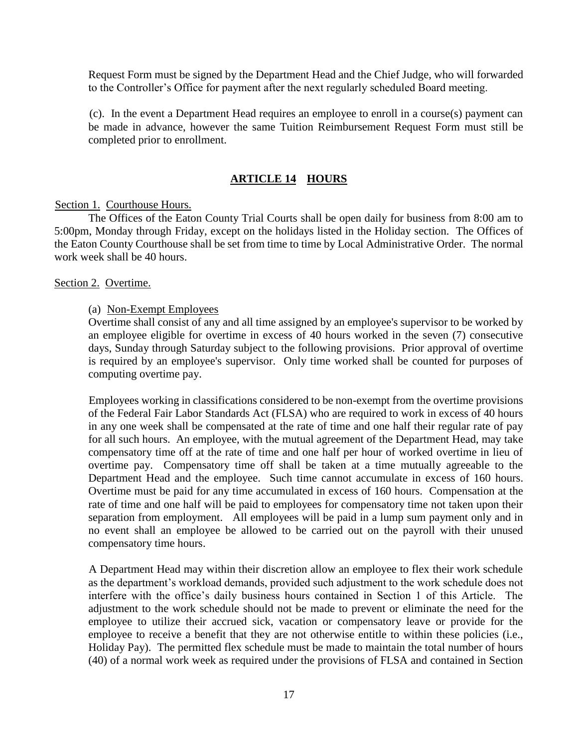Request Form must be signed by the Department Head and the Chief Judge, who will forwarded to the Controller's Office for payment after the next regularly scheduled Board meeting.

(c). In the event a Department Head requires an employee to enroll in a course(s) payment can be made in advance, however the same Tuition Reimbursement Request Form must still be completed prior to enrollment.

## ARTICLE 14 HOURS

Section 1. Courthouse Hours.

The Offices of the Eaton County Trial Courts shall be open daily for business from 8:00 am to 5:00pm, Monday through Friday, except on the holidays listed in the Holiday section. The Offices of the Eaton County Courthouse shall be set from time to time by Local Administrative Order. The normal work week shall be 40 hours.

Section 2. Overtime.

(a) Non-Exempt Employees

Overtime shall consist of any and all time assigned by an employee's supervisor to be worked by an employee eligible for overtime in excess of 40 hours worked in the seven (7) consecutive days, Sunday through Saturday subject to the following provisions. Prior approval of overtime is required by an employee's supervisor. Only time worked shall be counted for purposes of computing overtime pay.

Employees working in classifications considered to be non-exempt from the overtime provisions of the Federal Fair Labor Standards Act (FLSA) who are required to work in excess of 40 hours in any one week shall be compensated at the rate of time and one half their regular rate of pay for all such hours. An employee, with the mutual agreement of the Department Head, may take compensatory time off at the rate of time and one half per hour of worked overtime in lieu of overtime pay. Compensatory time off shall be taken at a time mutually agreeable to the Department Head and the employee. Such time cannot accumulate in excess of 160 hours. Overtime must be paid for any time accumulated in excess of 160 hours. Compensation at the rate of time and one half will be paid to employees for compensatory time not taken upon their separation from employment. All employees will be paid in a lump sum payment only and in no event shall an employee be allowed to be carried out on the payroll with their unused compensatory time hours.

A Department Head may within their discretion allow an employee to flex their work schedule as the department's workload demands, provided such adjustment to the work schedule does not interfere with the office's daily business hours contained in Section 1 of this Article. The adjustment to the work schedule should not be made to prevent or eliminate the need for the employee to utilize their accrued sick, vacation or compensatory leave or provide for the employee to receive a benefit that they are not otherwise entitle to within these policies (i.e., Holiday Pay). The permitted flex schedule must be made to maintain the total number of hours (40) of a normal work week as required under the provisions of FLSA and contained in Section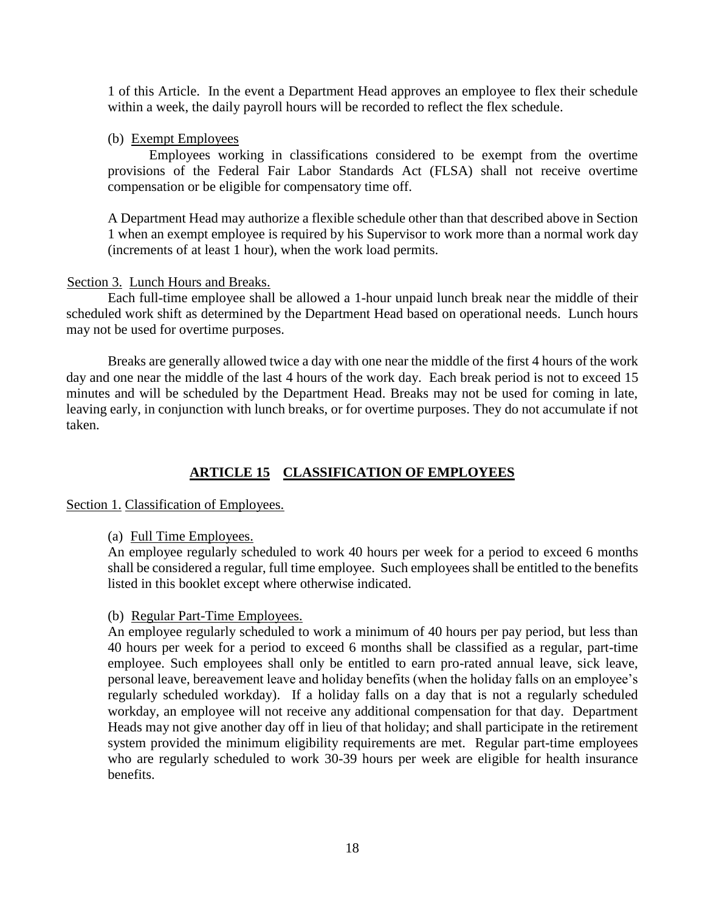1 of this Article. In the event a Department Head approves an employee to flex their schedule within a week, the daily payroll hours will be recorded to reflect the flex schedule.

(b) Exempt Employees

Employees working in classifications considered to be exempt from the overtime provisions of the Federal Fair Labor Standards Act (FLSA) shall not receive overtime compensation or be eligible for compensatory time off.

A Department Head may authorize a flexible schedule other than that described above in Section 1 when an exempt employee is required by his Supervisor to work more than a normal work day (increments of at least 1 hour), when the work load permits.

Section 3. Lunch Hours and Breaks.

Each full-time employee shall be allowed a 1-hour unpaid lunch break near the middle of their scheduled work shift as determined by the Department Head based on operational needs. Lunch hours may not be used for overtime purposes.

Breaks are generally allowed twice a day with one near the middle of the first 4 hours of the work day and one near the middle of the last 4 hours of the work day. Each break period is not to exceed 15 minutes and will be scheduled by the Department Head. Breaks may not be used for coming in late, leaving early, in conjunction with lunch breaks, or for overtime purposes. They do not accumulate if not taken.

## ARTICLE 15 CLASSIFICATION OF EMPLOYEES

Section 1. Classification of Employees.

(a) Full Time Employees.

An employee regularly scheduled to work 40 hours per week for a period to exceed 6 months shall be considered a regular, full time employee. Such employees shall be entitled to the benefits listed in this booklet except where otherwise indicated.

(b) Regular Part-Time Employees.

An employee regularly scheduled to work a minimum of 40 hours per pay period, but less than 40 hours per week for a period to exceed 6 months shall be classified as a regular, part-time employee. Such employees shall only be entitled to earn pro-rated annual leave, sick leave, personal leave, bereavement leave and holiday benefits (when the holiday falls on an employee's regularly scheduled workday). If a holiday falls on a day that is not a regularly scheduled workday, an employee will not receive any additional compensation for that day. Department Heads may not give another day off in lieu of that holiday; and shall participate in the retirement system provided the minimum eligibility requirements are met. Regular part-time employees who are regularly scheduled to work 30-39 hours per week are eligible for health insurance benefits.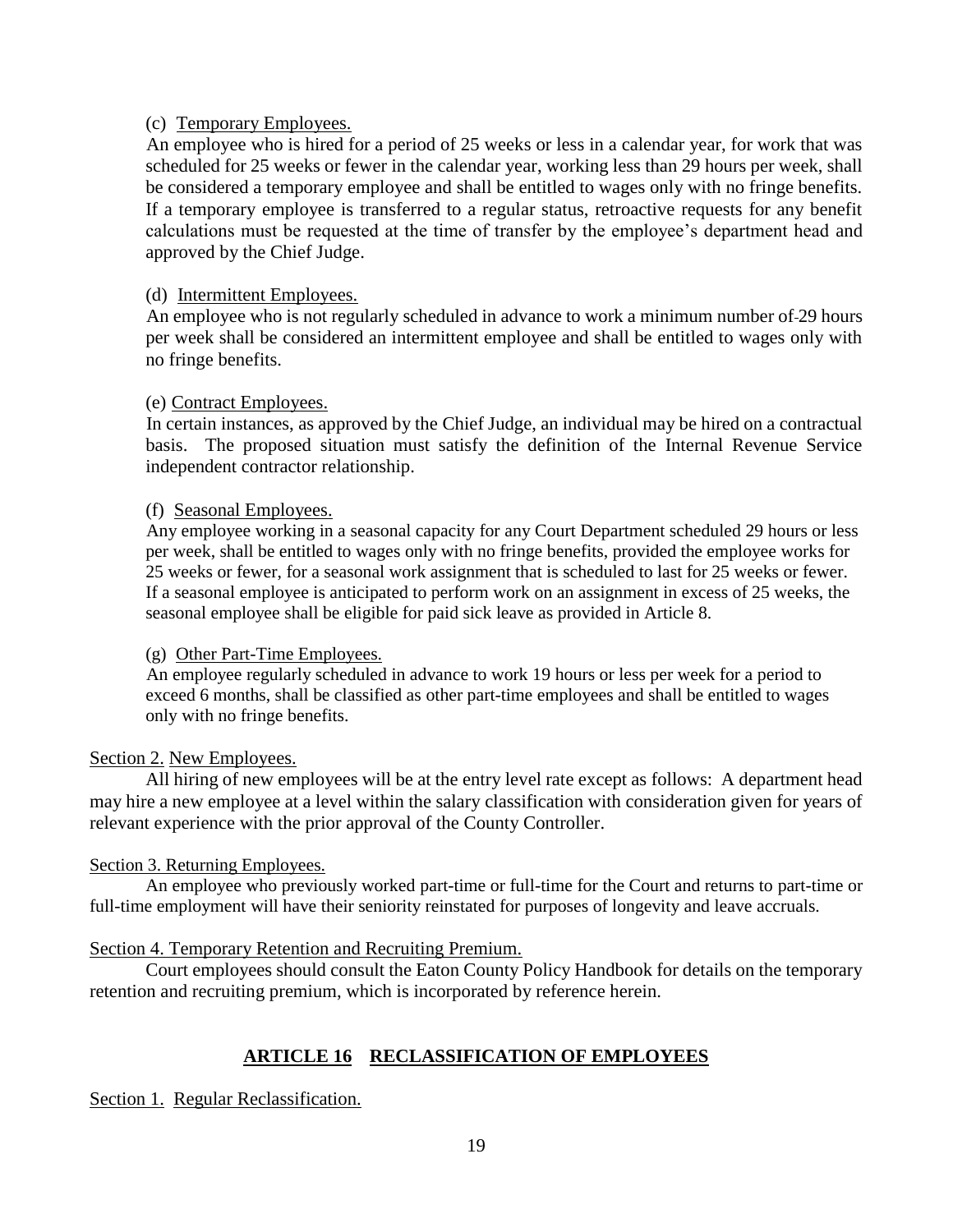(c) Temporary Employees.

An employee who is hired for a period of 25 weeks or less in a calendar year, for work that was scheduled for 25 weeks or fewer in the calendar year, working less than 29 hours per week, shall be considered a temporary employee and shall be entitled to wages only with no fringe benefits. If a temporary employee is transferred to a regular status, retroactive requests for any benefit calculations must be requested at the time of transfer by the employee's department head and approved by the Chief Judge.

(d) Intermittent Employees.

An employee who is not regularly scheduled in advance to work a minimum number of 29 hours per week shall be considered an intermittent employee and shall be entitled to wages only with no fringe benefits.

(e) Contract Employees.

In certain instances, as approved by the Chief Judge, an individual may be hired on a contractual basis. The proposed situation must satisfy the definition of the Internal Revenue Service independent contractor relationship.

(f) Seasonal Employees.

Any employee working in a seasonal capacity for any Court Department scheduled 29 hours or less per week, shall be entitled to wages only with no fringe benefits, provided the employee works for 25 weeks or fewer, for a seasonal work assignment that is scheduled to last for 25 weeks or fewer. If a seasonal employee is anticipated to perform work on an assignment in excess of 25 weeks, the seasonal employee shall be eligible for paid sick leave as provided in Article 8.

(g) Other Part-Time Employees.

An employee regularly scheduled in advance to work 19 hours or less per week for a period to exceed 6 months, shall be classified as other part-time employees and shall be entitled to wages only with no fringe benefits.

Section 2. New Employees.

All hiring of new employees will be at the entry level rate except as follows: A department head may hire a new employee at a level within the salary classification with consideration given for years of relevant experience with the prior approval of the County Controller.

Section 3. Returning Employees.

An employee who previously worked part-time or full-time for the Court and returns to part-time or full-time employment will have their seniority reinstated for purposes of longevity and leave accruals.

Section 4. Temporary Retention and Recruiting Premium.

Court employees should consult the Eaton County Policy Handbook for details on the temporary retention and recruiting premium, which is incorporated by reference herein.

## ARTICLE 16 RECLASSIFICATION OF EMPLOYEES

Section 1. Regular Reclassification.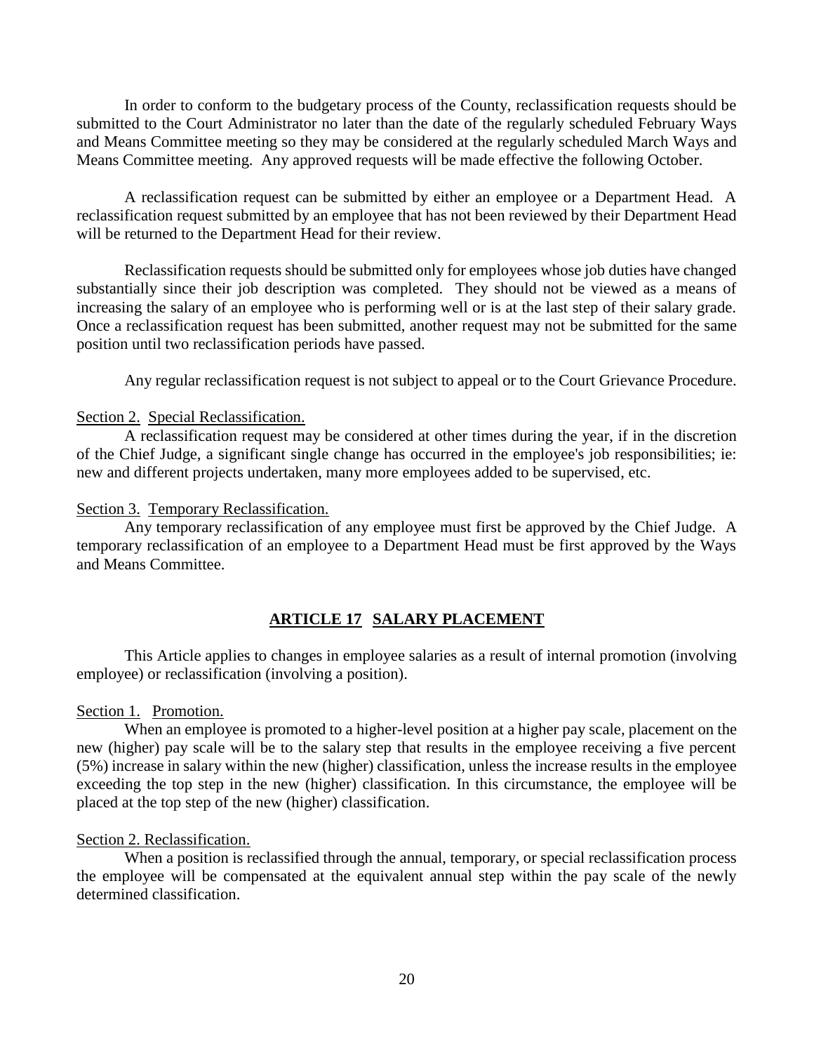In order to conform to the budgetary process of the County, reclassification requests should be submitted to the Court Administrator no later than the date of the regularly scheduled February Ways and Means Committee meeting so they may be considered at the regularly scheduled March Ways and Means Committee meeting. Any approved requests will be made effective the following October.

A reclassification request can be submitted by either an employee or a Department Head. A reclassification request submitted by an employee that has not been reviewed by their Department Head will be returned to the Department Head for their review.

Reclassification requests should be submitted only for employees whose job duties have changed substantially since their job description was completed. They should not be viewed as a means of increasing the salary of an employee who is performing well or is at the last step of their salary grade. Once a reclassification request has been submitted, another request may not be submitted for the same position until two reclassification periods have passed.

Any regular reclassification request is not subject to appeal or to the Court Grievance Procedure.

Section 2. Special Reclassification.

A reclassification request may be considered at other times during the year, if in the discretion of the Chief Judge, a significant single change has occurred in the employee's job responsibilities; ie: new and different projects undertaken, many more employees added to be supervised, etc.

Section 3. Temporary Reclassification.

Any temporary reclassification of any employee must first be approved by the Chief Judge. A temporary reclassification of an employee to a Department Head must be first approved by the Ways and Means Committee.

## ARTICLE 17 SALARY PLACEMENT

This Article applies to changes in employee salaries as a result of internal promotion (involving employee) or reclassification (involving a position).

Section 1. Promotion.

When an employee is promoted to a higher-level position at a higher pay scale, placement on the new (higher) pay scale will be to the salary step that results in the employee receiving a five percent (5%) increase in salary within the new (higher) classification, unless the increase results in the employee exceeding the top step in the new (higher) classification. In this circumstance, the employee will be placed at the top step of the new (higher) classification.

Section 2. Reclassification.

When a position is reclassified through the annual, temporary, or special reclassification process the employee will be compensated at the equivalent annual step within the pay scale of the newly determined classification.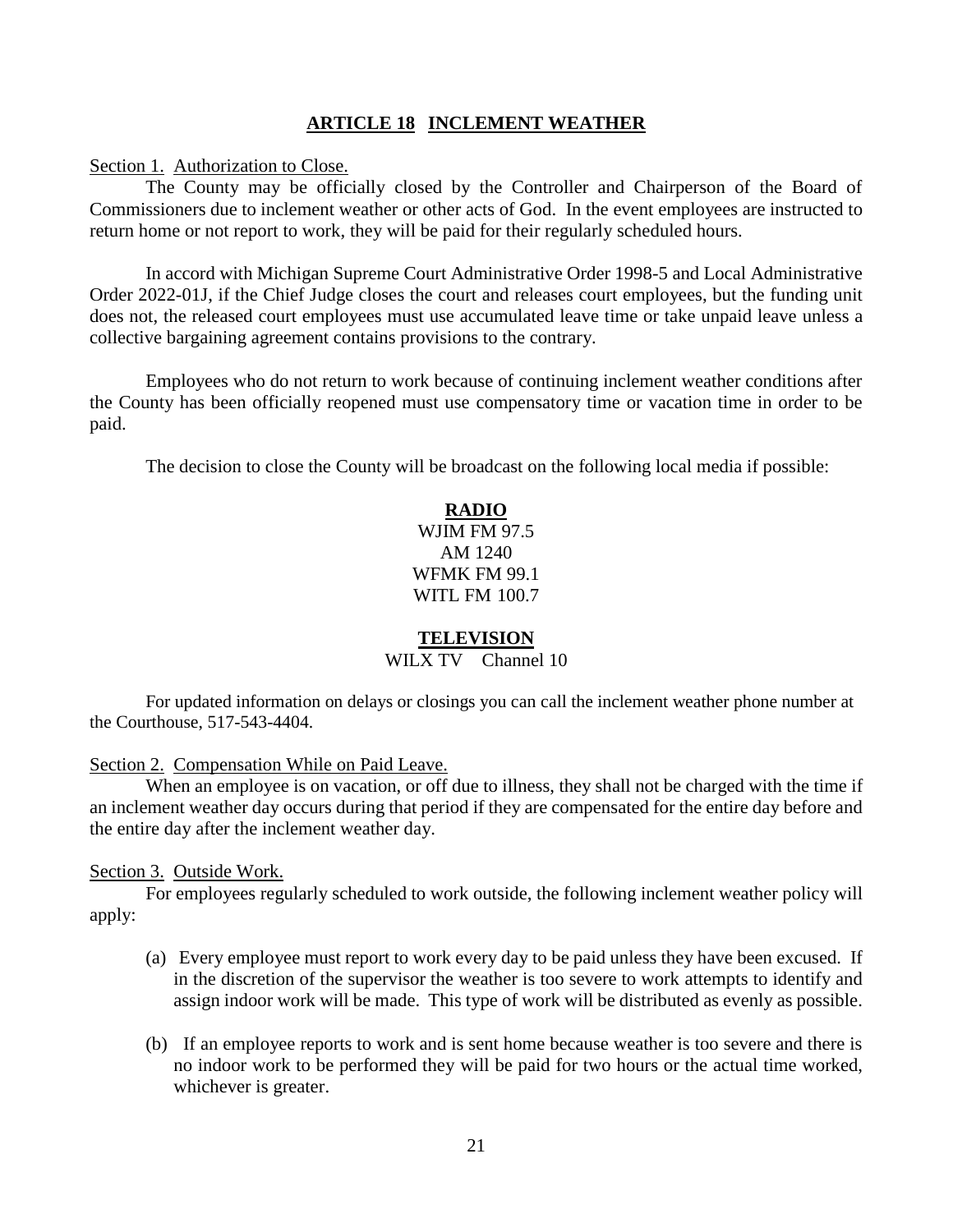## ARTICLE 18 INCLEMENT WEATHER

Section 1. Authorization to Close.

The County may be officially closed by the Controller and Chairperson of the Board of Commissioners due to inclement weather or other acts of God. In the event employees are instructed to return home or not report to work, they will be paid for their regularly scheduled hours.

In accord with Michigan Supreme Court Administrative Order 1998-5 and Local Administrative Order 2022-01J, if the Chief Judge closes the court and releases court employees, but the funding unit does not, the released court employees must use accumulated leave time or take unpaid leave unless a collective bargaining agreement contains provisions to the contrary.

Employees who do not return to work because of continuing inclement weather conditions after the County has been officially reopened must use compensatory time or vacation time in order to be paid.

The decision to close the County will be broadcast on the following local media if possible:

**RADIO**

WJIM FM 97.5
AM 1240
WFMK FM 99.1
WITL FM 100.7

**TELEVISION**

WILX TV Channel 10

For updated information on delays or closings you can call the inclement weather phone number at the Courthouse, 517-543-4404.

Section 2. Compensation While on Paid Leave.

When an employee is on vacation, or off due to illness, they shall not be charged with the time if an inclement weather day occurs during that period if they are compensated for the entire day before and the entire day after the inclement weather day.

Section 3. Outside Work.

For employees regularly scheduled to work outside, the following inclement weather policy will apply:

(a) Every employee must report to work every day to be paid unless they have been excused. If in the discretion of the supervisor the weather is too severe to work attempts to identify and assign indoor work will be made. This type of work will be distributed as evenly as possible.

(b) If an employee reports to work and is sent home because weather is too severe and there is no indoor work to be performed they will be paid for two hours or the actual time worked, whichever is greater.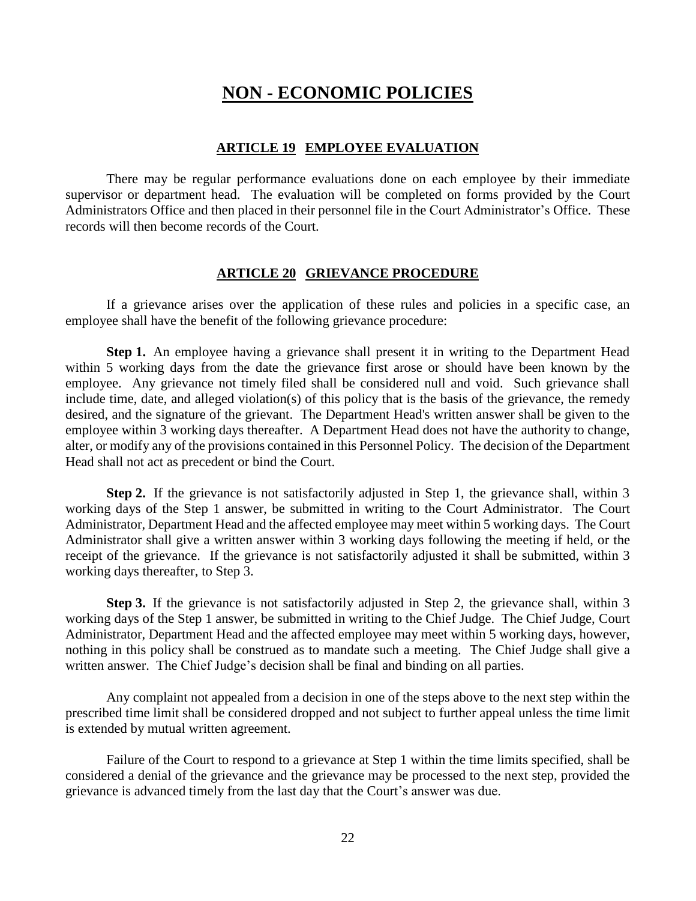# NON - ECONOMIC POLICIES

## ARTICLE 19 EMPLOYEE EVALUATION

There may be regular performance evaluations done on each employee by their immediate supervisor or department head. The evaluation will be completed on forms provided by the Court Administrators Office and then placed in their personnel file in the Court Administrator's Office. These records will then become records of the Court.

## ARTICLE 20 GRIEVANCE PROCEDURE

If a grievance arises over the application of these rules and policies in a specific case, an employee shall have the benefit of the following grievance procedure:

**Step 1.** An employee having a grievance shall present it in writing to the Department Head within 5 working days from the date the grievance first arose or should have been known by the employee. Any grievance not timely filed shall be considered null and void. Such grievance shall include time, date, and alleged violation(s) of this policy that is the basis of the grievance, the remedy desired, and the signature of the grievant. The Department Head's written answer shall be given to the employee within 3 working days thereafter. A Department Head does not have the authority to change, alter, or modify any of the provisions contained in this Personnel Policy. The decision of the Department Head shall not act as precedent or bind the Court.

**Step 2.** If the grievance is not satisfactorily adjusted in Step 1, the grievance shall, within 3 working days of the Step 1 answer, be submitted in writing to the Court Administrator. The Court Administrator, Department Head and the affected employee may meet within 5 working days. The Court Administrator shall give a written answer within 3 working days following the meeting if held, or the receipt of the grievance. If the grievance is not satisfactorily adjusted it shall be submitted, within 3 working days thereafter, to Step 3.

**Step 3.** If the grievance is not satisfactorily adjusted in Step 2, the grievance shall, within 3 working days of the Step 1 answer, be submitted in writing to the Chief Judge. The Chief Judge, Court Administrator, Department Head and the affected employee may meet within 5 working days, however, nothing in this policy shall be construed as to mandate such a meeting. The Chief Judge shall give a written answer. The Chief Judge's decision shall be final and binding on all parties.

Any complaint not appealed from a decision in one of the steps above to the next step within the prescribed time limit shall be considered dropped and not subject to further appeal unless the time limit is extended by mutual written agreement.

Failure of the Court to respond to a grievance at Step 1 within the time limits specified, shall be considered a denial of the grievance and the grievance may be processed to the next step, provided the grievance is advanced timely from the last day that the Court's answer was due.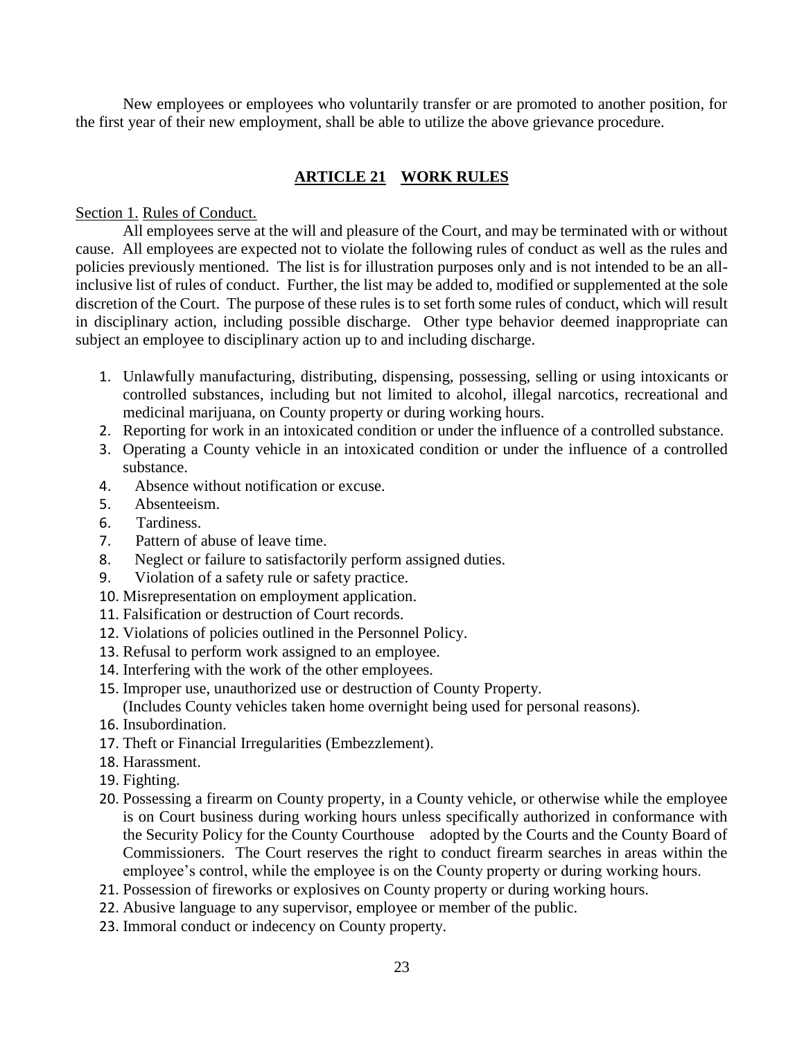New employees or employees who voluntarily transfer or are promoted to another position, for the first year of their new employment, shall be able to utilize the above grievance procedure.

## ARTICLE 21 WORK RULES

Section 1. Rules of Conduct.

All employees serve at the will and pleasure of the Court, and may be terminated with or without cause. All employees are expected not to violate the following rules of conduct as well as the rules and policies previously mentioned. The list is for illustration purposes only and is not intended to be an all-inclusive list of rules of conduct. Further, the list may be added to, modified or supplemented at the sole discretion of the Court. The purpose of these rules is to set forth some rules of conduct, which will result in disciplinary action, including possible discharge. Other type behavior deemed inappropriate can subject an employee to disciplinary action up to and including discharge.

1. Unlawfully manufacturing, distributing, dispensing, possessing, selling or using intoxicants or controlled substances, including but not limited to alcohol, illegal narcotics, recreational and medicinal marijuana, on County property or during working hours.
2. Reporting for work in an intoxicated condition or under the influence of a controlled substance.
3. Operating a County vehicle in an intoxicated condition or under the influence of a controlled substance.
4. Absence without notification or excuse.
5. Absenteeism.
6. Tardiness.
7. Pattern of abuse of leave time.
8. Neglect or failure to satisfactorily perform assigned duties.
9. Violation of a safety rule or safety practice.
10. Misrepresentation on employment application.
11. Falsification or destruction of Court records.
12. Violations of policies outlined in the Personnel Policy.
13. Refusal to perform work assigned to an employee.
14. Interfering with the work of the other employees.
15. Improper use, unauthorized use or destruction of County Property. (Includes County vehicles taken home overnight being used for personal reasons).
16. Insubordination.
17. Theft or Financial Irregularities (Embezzlement).
18. Harassment.
19. Fighting.
20. Possessing a firearm on County property, in a County vehicle, or otherwise while the employee is on Court business during working hours unless specifically authorized in conformance with the Security Policy for the County Courthouse adopted by the Courts and the County Board of Commissioners. The Court reserves the right to conduct firearm searches in areas within the employee's control, while the employee is on the County property or during working hours.
21. Possession of fireworks or explosives on County property or during working hours.
22. Abusive language to any supervisor, employee or member of the public.
23. Immoral conduct or indecency on County property.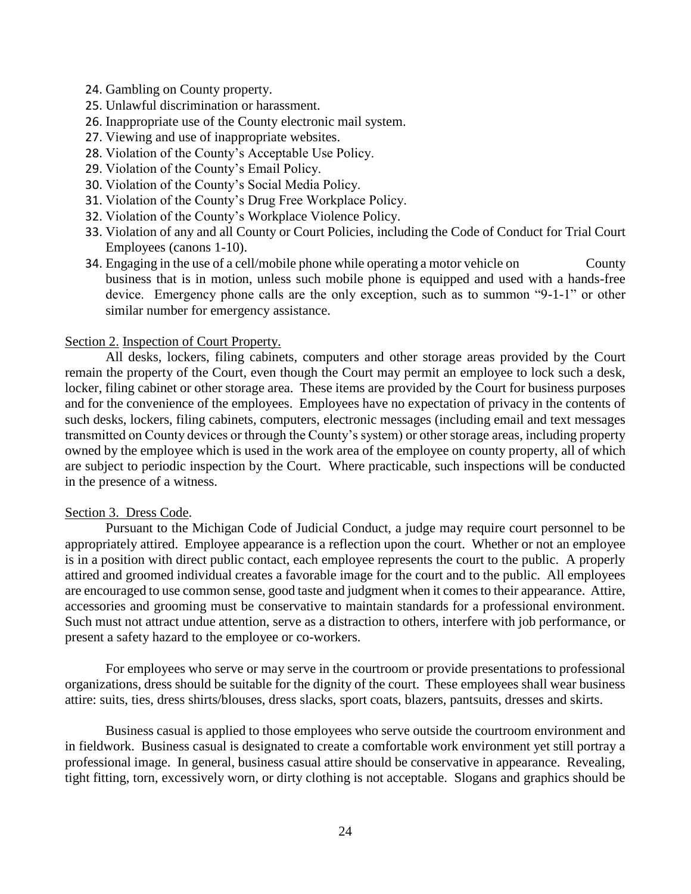24. Gambling on County property.
25. Unlawful discrimination or harassment.
26. Inappropriate use of the County electronic mail system.
27. Viewing and use of inappropriate websites.
28. Violation of the County's Acceptable Use Policy.
29. Violation of the County's Email Policy.
30. Violation of the County's Social Media Policy.
31. Violation of the County's Drug Free Workplace Policy.
32. Violation of the County's Workplace Violence Policy.
33. Violation of any and all County or Court Policies, including the Code of Conduct for Trial Court Employees (canons 1-10).
34. Engaging in the use of a cell/mobile phone while operating a motor vehicle on County business that is in motion, unless such mobile phone is equipped and used with a hands-free device. Emergency phone calls are the only exception, such as to summon "9-1-1" or other similar number for emergency assistance.

<u>Section 2.</u> <u>Inspection of Court Property.</u>

All desks, lockers, filing cabinets, computers and other storage areas provided by the Court remain the property of the Court, even though the Court may permit an employee to lock such a desk, locker, filing cabinet or other storage area. These items are provided by the Court for business purposes and for the convenience of the employees. Employees have no expectation of privacy in the contents of such desks, lockers, filing cabinets, computers, electronic messages (including email and text messages transmitted on County devices or through the County's system) or other storage areas, including property owned by the employee which is used in the work area of the employee on county property, all of which are subject to periodic inspection by the Court. Where practicable, such inspections will be conducted in the presence of a witness.

<u>Section 3. Dress Code</u>.

Pursuant to the Michigan Code of Judicial Conduct, a judge may require court personnel to be appropriately attired. Employee appearance is a reflection upon the court. Whether or not an employee is in a position with direct public contact, each employee represents the court to the public. A properly attired and groomed individual creates a favorable image for the court and to the public. All employees are encouraged to use common sense, good taste and judgment when it comes to their appearance. Attire, accessories and grooming must be conservative to maintain standards for a professional environment. Such must not attract undue attention, serve as a distraction to others, interfere with job performance, or present a safety hazard to the employee or co-workers.

For employees who serve or may serve in the courtroom or provide presentations to professional organizations, dress should be suitable for the dignity of the court. These employees shall wear business attire: suits, ties, dress shirts/blouses, dress slacks, sport coats, blazers, pantsuits, dresses and skirts.

Business casual is applied to those employees who serve outside the courtroom environment and in fieldwork. Business casual is designated to create a comfortable work environment yet still portray a professional image. In general, business casual attire should be conservative in appearance. Revealing, tight fitting, torn, excessively worn, or dirty clothing is not acceptable. Slogans and graphics should be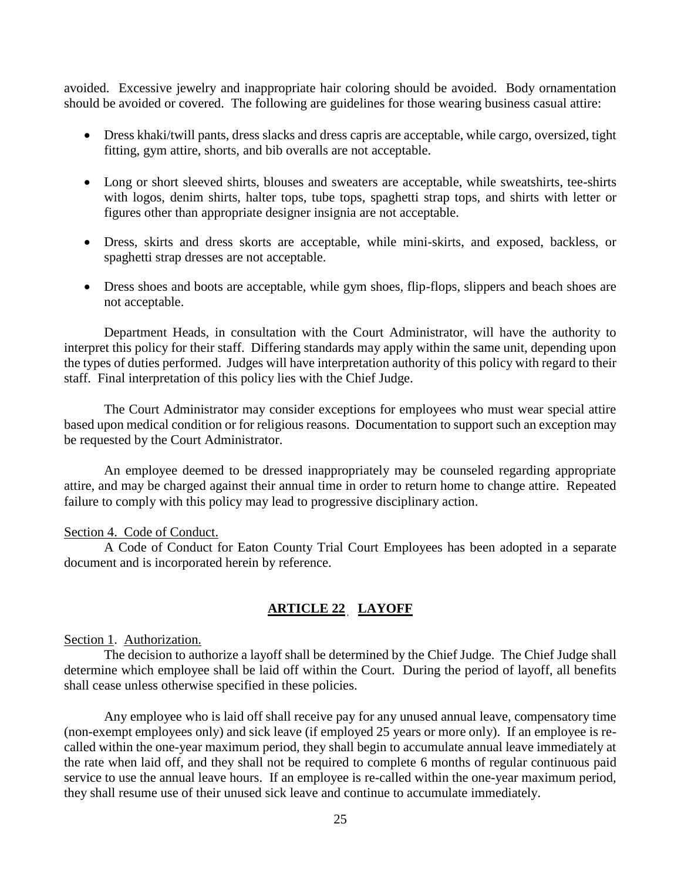avoided. Excessive jewelry and inappropriate hair coloring should be avoided. Body ornamentation should be avoided or covered. The following are guidelines for those wearing business casual attire:

- Dress khaki/twill pants, dress slacks and dress capris are acceptable, while cargo, oversized, tight fitting, gym attire, shorts, and bib overalls are not acceptable.
- Long or short sleeved shirts, blouses and sweaters are acceptable, while sweatshirts, tee-shirts with logos, denim shirts, halter tops, tube tops, spaghetti strap tops, and shirts with letter or figures other than appropriate designer insignia are not acceptable.
- Dress, skirts and dress skorts are acceptable, while mini-skirts, and exposed, backless, or spaghetti strap dresses are not acceptable.
- Dress shoes and boots are acceptable, while gym shoes, flip-flops, slippers and beach shoes are not acceptable.

Department Heads, in consultation with the Court Administrator, will have the authority to interpret this policy for their staff. Differing standards may apply within the same unit, depending upon the types of duties performed. Judges will have interpretation authority of this policy with regard to their staff. Final interpretation of this policy lies with the Chief Judge.

The Court Administrator may consider exceptions for employees who must wear special attire based upon medical condition or for religious reasons. Documentation to support such an exception may be requested by the Court Administrator.

An employee deemed to be dressed inappropriately may be counseled regarding appropriate attire, and may be charged against their annual time in order to return home to change attire. Repeated failure to comply with this policy may lead to progressive disciplinary action.

Section 4. Code of Conduct.

A Code of Conduct for Eaton County Trial Court Employees has been adopted in a separate document and is incorporated herein by reference.

## ARTICLE 22 LAYOFF

Section 1. Authorization.

The decision to authorize a layoff shall be determined by the Chief Judge. The Chief Judge shall determine which employee shall be laid off within the Court. During the period of layoff, all benefits shall cease unless otherwise specified in these policies.

Any employee who is laid off shall receive pay for any unused annual leave, compensatory time (non-exempt employees only) and sick leave (if employed 25 years or more only). If an employee is re-called within the one-year maximum period, they shall begin to accumulate annual leave immediately at the rate when laid off, and they shall not be required to complete 6 months of regular continuous paid service to use the annual leave hours. If an employee is re-called within the one-year maximum period, they shall resume use of their unused sick leave and continue to accumulate immediately.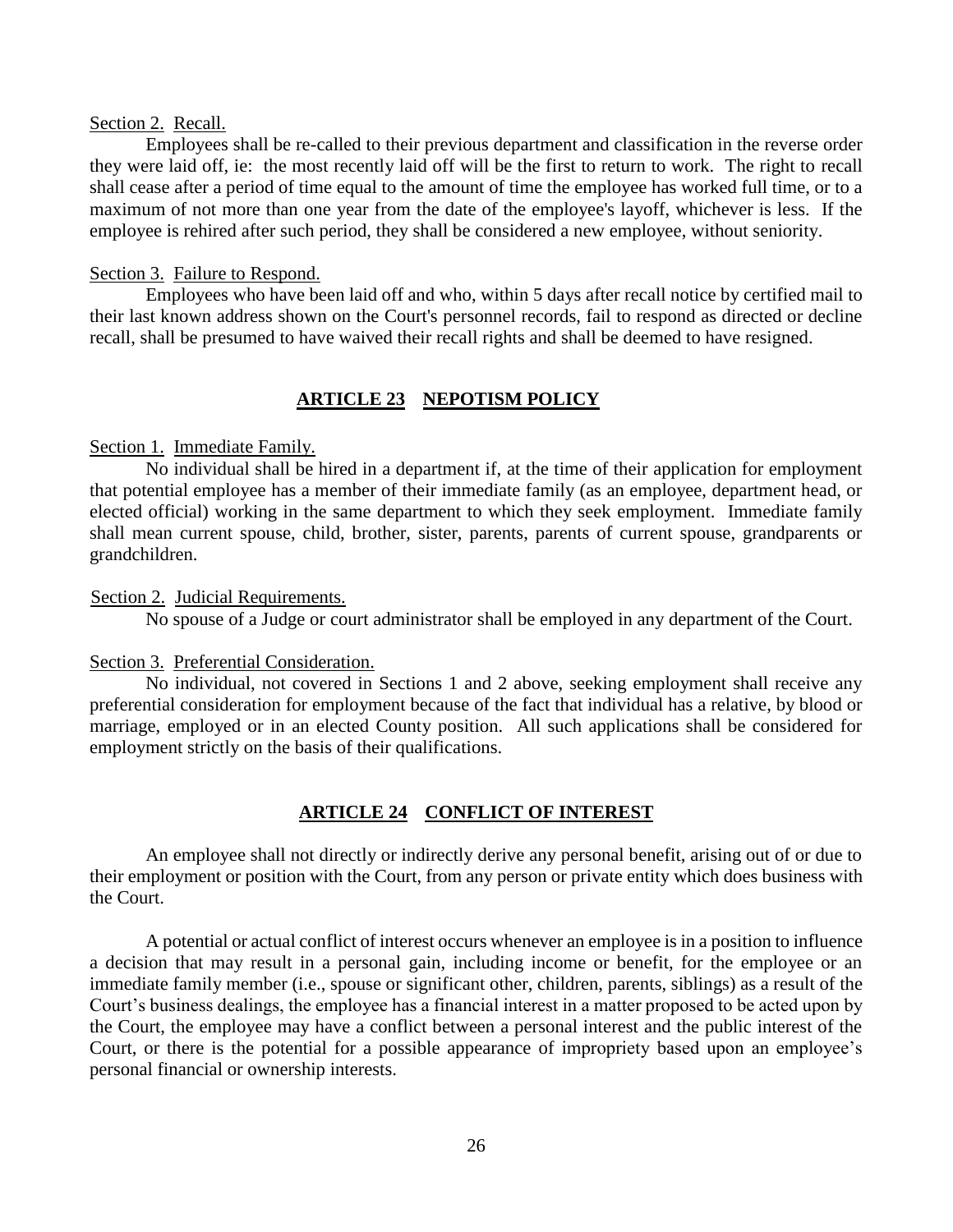Section 2. Recall.

Employees shall be re-called to their previous department and classification in the reverse order they were laid off, ie: the most recently laid off will be the first to return to work. The right to recall shall cease after a period of time equal to the amount of time the employee has worked full time, or to a maximum of not more than one year from the date of the employee's layoff, whichever is less. If the employee is rehired after such period, they shall be considered a new employee, without seniority.

Section 3. Failure to Respond.

Employees who have been laid off and who, within 5 days after recall notice by certified mail to their last known address shown on the Court's personnel records, fail to respond as directed or decline recall, shall be presumed to have waived their recall rights and shall be deemed to have resigned.

## ARTICLE 23 NEPOTISM POLICY

Section 1. Immediate Family.

No individual shall be hired in a department if, at the time of their application for employment that potential employee has a member of their immediate family (as an employee, department head, or elected official) working in the same department to which they seek employment. Immediate family shall mean current spouse, child, brother, sister, parents, parents of current spouse, grandparents or grandchildren.

Section 2. Judicial Requirements.

No spouse of a Judge or court administrator shall be employed in any department of the Court.

Section 3. Preferential Consideration.

No individual, not covered in Sections 1 and 2 above, seeking employment shall receive any preferential consideration for employment because of the fact that individual has a relative, by blood or marriage, employed or in an elected County position. All such applications shall be considered for employment strictly on the basis of their qualifications.

## ARTICLE 24 CONFLICT OF INTEREST

An employee shall not directly or indirectly derive any personal benefit, arising out of or due to their employment or position with the Court, from any person or private entity which does business with the Court.

A potential or actual conflict of interest occurs whenever an employee is in a position to influence a decision that may result in a personal gain, including income or benefit, for the employee or an immediate family member (i.e., spouse or significant other, children, parents, siblings) as a result of the Court's business dealings, the employee has a financial interest in a matter proposed to be acted upon by the Court, the employee may have a conflict between a personal interest and the public interest of the Court, or there is the potential for a possible appearance of impropriety based upon an employee's personal financial or ownership interests.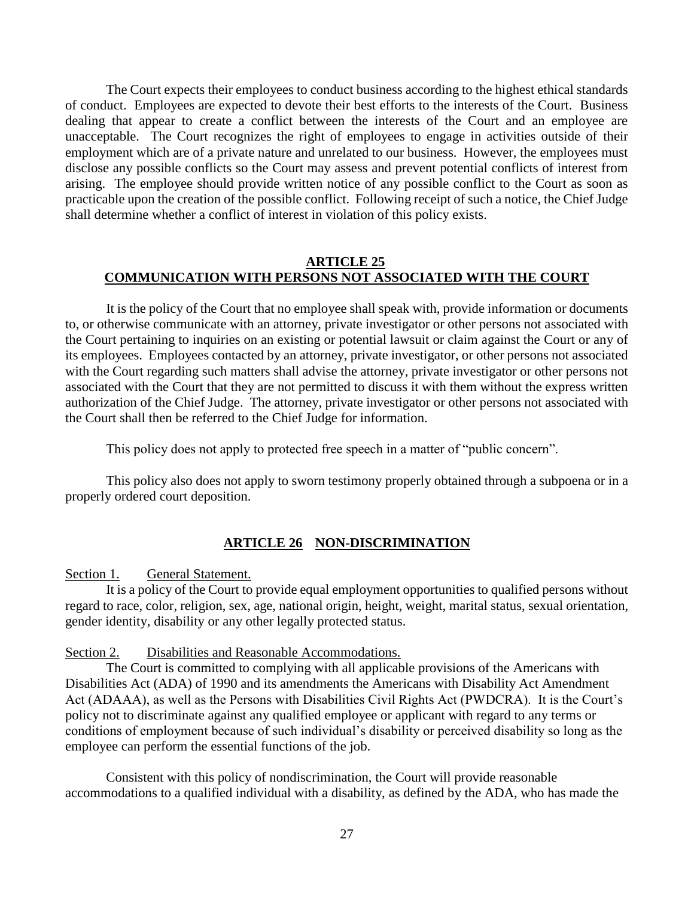The Court expects their employees to conduct business according to the highest ethical standards of conduct. Employees are expected to devote their best efforts to the interests of the Court. Business dealing that appear to create a conflict between the interests of the Court and an employee are unacceptable. The Court recognizes the right of employees to engage in activities outside of their employment which are of a private nature and unrelated to our business. However, the employees must disclose any possible conflicts so the Court may assess and prevent potential conflicts of interest from arising. The employee should provide written notice of any possible conflict to the Court as soon as practicable upon the creation of the possible conflict. Following receipt of such a notice, the Chief Judge shall determine whether a conflict of interest in violation of this policy exists.

## ARTICLE 25
## COMMUNICATION WITH PERSONS NOT ASSOCIATED WITH THE COURT

It is the policy of the Court that no employee shall speak with, provide information or documents to, or otherwise communicate with an attorney, private investigator or other persons not associated with the Court pertaining to inquiries on an existing or potential lawsuit or claim against the Court or any of its employees. Employees contacted by an attorney, private investigator, or other persons not associated with the Court regarding such matters shall advise the attorney, private investigator or other persons not associated with the Court that they are not permitted to discuss it with them without the express written authorization of the Chief Judge. The attorney, private investigator or other persons not associated with the Court shall then be referred to the Chief Judge for information.

This policy does not apply to protected free speech in a matter of "public concern".

This policy also does not apply to sworn testimony properly obtained through a subpoena or in a properly ordered court deposition.

## ARTICLE 26 NON-DISCRIMINATION

Section 1. General Statement.

It is a policy of the Court to provide equal employment opportunities to qualified persons without regard to race, color, religion, sex, age, national origin, height, weight, marital status, sexual orientation, gender identity, disability or any other legally protected status.

Section 2. Disabilities and Reasonable Accommodations.

The Court is committed to complying with all applicable provisions of the Americans with Disabilities Act (ADA) of 1990 and its amendments the Americans with Disability Act Amendment Act (ADAAA), as well as the Persons with Disabilities Civil Rights Act (PWDCRA). It is the Court's policy not to discriminate against any qualified employee or applicant with regard to any terms or conditions of employment because of such individual's disability or perceived disability so long as the employee can perform the essential functions of the job.

Consistent with this policy of nondiscrimination, the Court will provide reasonable accommodations to a qualified individual with a disability, as defined by the ADA, who has made the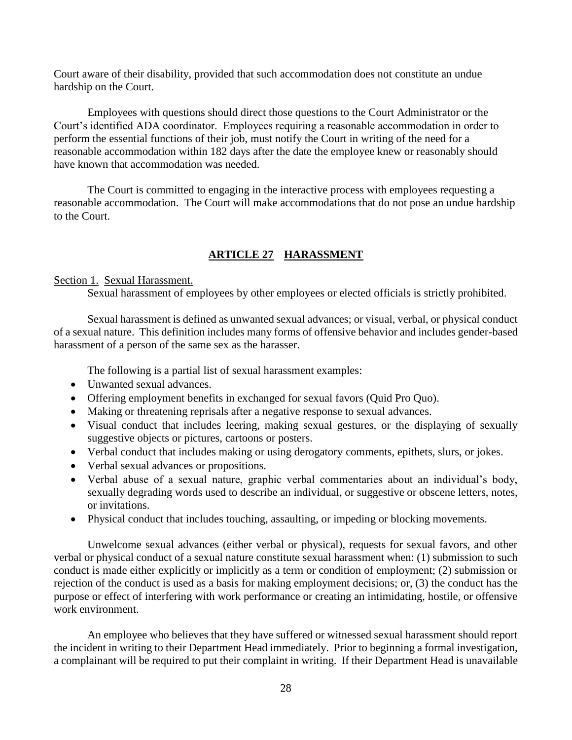Court aware of their disability, provided that such accommodation does not constitute an undue hardship on the Court.

Employees with questions should direct those questions to the Court Administrator or the Court's identified ADA coordinator. Employees requiring a reasonable accommodation in order to perform the essential functions of their job, must notify the Court in writing of the need for a reasonable accommodation within 182 days after the date the employee knew or reasonably should have known that accommodation was needed.

The Court is committed to engaging in the interactive process with employees requesting a reasonable accommodation. The Court will make accommodations that do not pose an undue hardship to the Court.

## ARTICLE 27 HARASSMENT

Section 1. Sexual Harassment.

Sexual harassment of employees by other employees or elected officials is strictly prohibited.

Sexual harassment is defined as unwanted sexual advances; or visual, verbal, or physical conduct of a sexual nature. This definition includes many forms of offensive behavior and includes gender-based harassment of a person of the same sex as the harasser.

The following is a partial list of sexual harassment examples:

- Unwanted sexual advances.
- Offering employment benefits in exchanged for sexual favors (Quid Pro Quo).
- Making or threatening reprisals after a negative response to sexual advances.
- Visual conduct that includes leering, making sexual gestures, or the displaying of sexually suggestive objects or pictures, cartoons or posters.
- Verbal conduct that includes making or using derogatory comments, epithets, slurs, or jokes.
- Verbal sexual advances or propositions.
- Verbal abuse of a sexual nature, graphic verbal commentaries about an individual's body, sexually degrading words used to describe an individual, or suggestive or obscene letters, notes, or invitations.
- Physical conduct that includes touching, assaulting, or impeding or blocking movements.

Unwelcome sexual advances (either verbal or physical), requests for sexual favors, and other verbal or physical conduct of a sexual nature constitute sexual harassment when: (1) submission to such conduct is made either explicitly or implicitly as a term or condition of employment; (2) submission or rejection of the conduct is used as a basis for making employment decisions; or, (3) the conduct has the purpose or effect of interfering with work performance or creating an intimidating, hostile, or offensive work environment.

An employee who believes that they have suffered or witnessed sexual harassment should report the incident in writing to their Department Head immediately. Prior to beginning a formal investigation, a complainant will be required to put their complaint in writing. If their Department Head is unavailable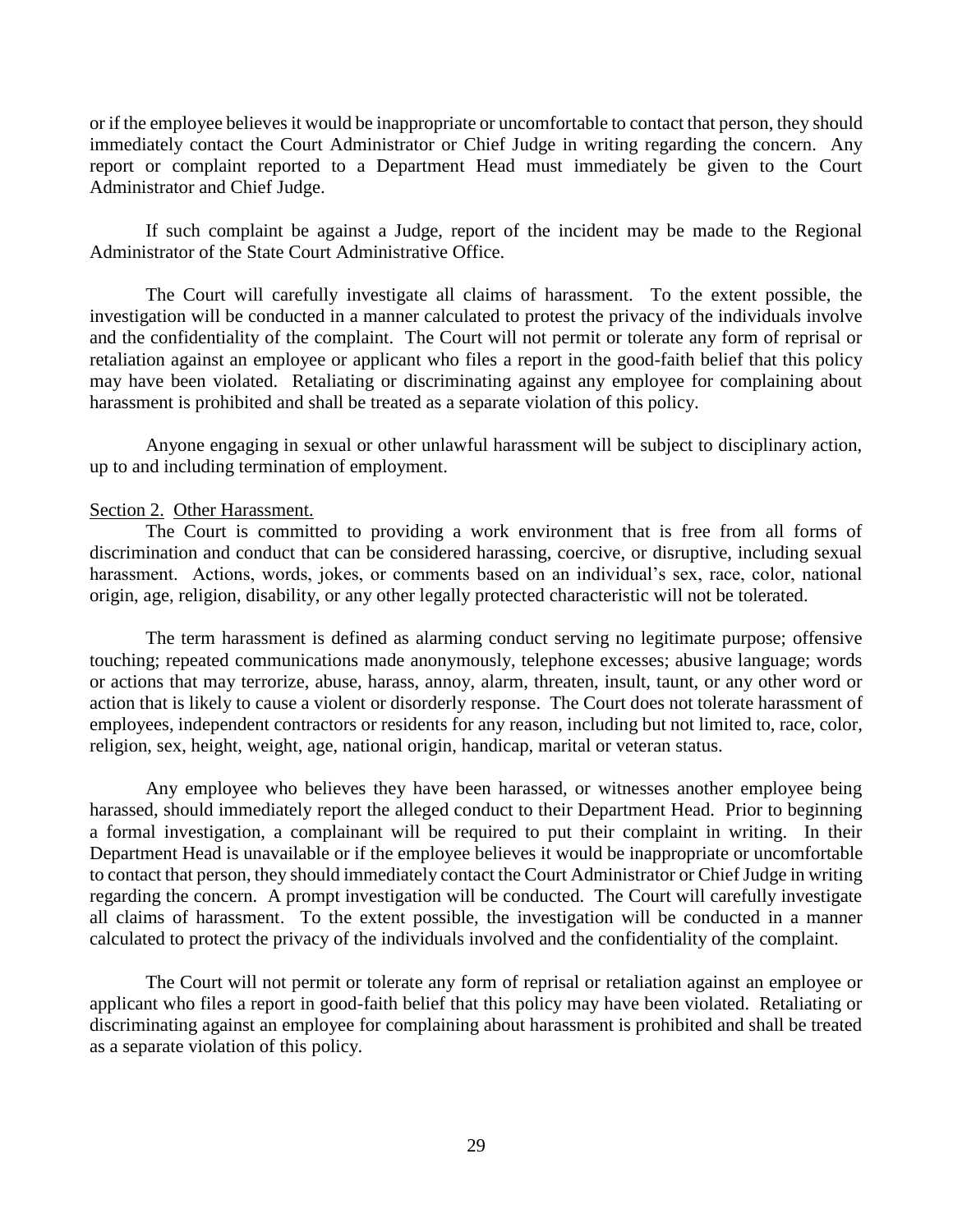or if the employee believes it would be inappropriate or uncomfortable to contact that person, they should immediately contact the Court Administrator or Chief Judge in writing regarding the concern. Any report or complaint reported to a Department Head must immediately be given to the Court Administrator and Chief Judge.

If such complaint be against a Judge, report of the incident may be made to the Regional Administrator of the State Court Administrative Office.

The Court will carefully investigate all claims of harassment. To the extent possible, the investigation will be conducted in a manner calculated to protest the privacy of the individuals involve and the confidentiality of the complaint. The Court will not permit or tolerate any form of reprisal or retaliation against an employee or applicant who files a report in the good-faith belief that this policy may have been violated. Retaliating or discriminating against any employee for complaining about harassment is prohibited and shall be treated as a separate violation of this policy.

Anyone engaging in sexual or other unlawful harassment will be subject to disciplinary action, up to and including termination of employment.

Section 2. Other Harassment.

The Court is committed to providing a work environment that is free from all forms of discrimination and conduct that can be considered harassing, coercive, or disruptive, including sexual harassment. Actions, words, jokes, or comments based on an individual's sex, race, color, national origin, age, religion, disability, or any other legally protected characteristic will not be tolerated.

The term harassment is defined as alarming conduct serving no legitimate purpose; offensive touching; repeated communications made anonymously, telephone excesses; abusive language; words or actions that may terrorize, abuse, harass, annoy, alarm, threaten, insult, taunt, or any other word or action that is likely to cause a violent or disorderly response. The Court does not tolerate harassment of employees, independent contractors or residents for any reason, including but not limited to, race, color, religion, sex, height, weight, age, national origin, handicap, marital or veteran status.

Any employee who believes they have been harassed, or witnesses another employee being harassed, should immediately report the alleged conduct to their Department Head. Prior to beginning a formal investigation, a complainant will be required to put their complaint in writing. In their Department Head is unavailable or if the employee believes it would be inappropriate or uncomfortable to contact that person, they should immediately contact the Court Administrator or Chief Judge in writing regarding the concern. A prompt investigation will be conducted. The Court will carefully investigate all claims of harassment. To the extent possible, the investigation will be conducted in a manner calculated to protect the privacy of the individuals involved and the confidentiality of the complaint.

The Court will not permit or tolerate any form of reprisal or retaliation against an employee or applicant who files a report in good-faith belief that this policy may have been violated. Retaliating or discriminating against an employee for complaining about harassment is prohibited and shall be treated as a separate violation of this policy.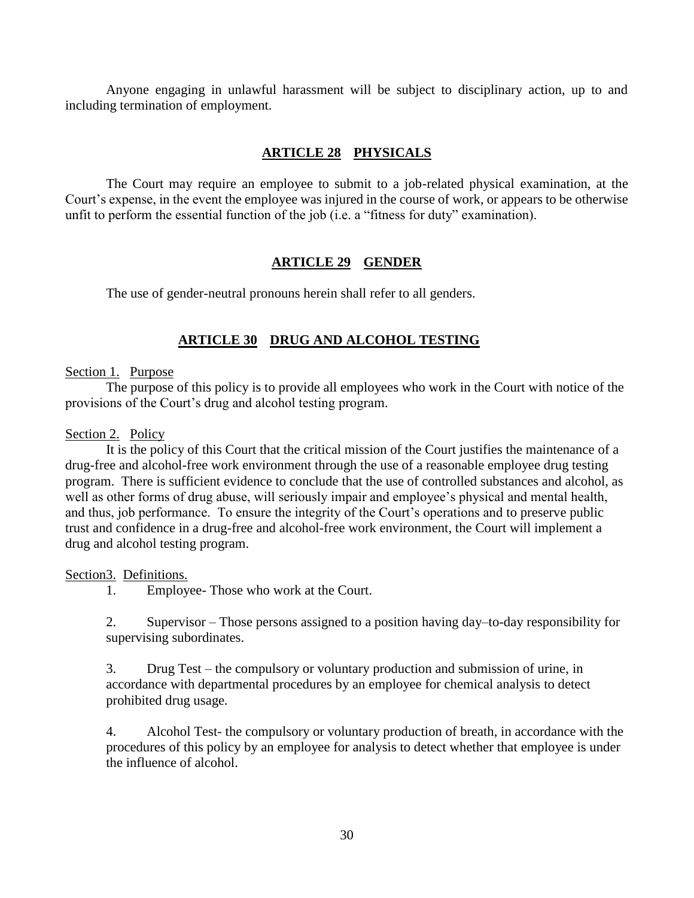Anyone engaging in unlawful harassment will be subject to disciplinary action, up to and including termination of employment.

## ARTICLE 28 PHYSICALS

The Court may require an employee to submit to a job-related physical examination, at the Court's expense, in the event the employee was injured in the course of work, or appears to be otherwise unfit to perform the essential function of the job (i.e. a "fitness for duty" examination).

## ARTICLE 29 GENDER

The use of gender-neutral pronouns herein shall refer to all genders.

## ARTICLE 30 DRUG AND ALCOHOL TESTING

Section 1. Purpose

The purpose of this policy is to provide all employees who work in the Court with notice of the provisions of the Court's drug and alcohol testing program.

Section 2. Policy

It is the policy of this Court that the critical mission of the Court justifies the maintenance of a drug-free and alcohol-free work environment through the use of a reasonable employee drug testing program. There is sufficient evidence to conclude that the use of controlled substances and alcohol, as well as other forms of drug abuse, will seriously impair and employee's physical and mental health, and thus, job performance. To ensure the integrity of the Court's operations and to preserve public trust and confidence in a drug-free and alcohol-free work environment, the Court will implement a drug and alcohol testing program.

Section3. Definitions.

1. Employee- Those who work at the Court.

2. Supervisor – Those persons assigned to a position having day–to-day responsibility for supervising subordinates.

3. Drug Test – the compulsory or voluntary production and submission of urine, in accordance with departmental procedures by an employee for chemical analysis to detect prohibited drug usage.

4. Alcohol Test- the compulsory or voluntary production of breath, in accordance with the procedures of this policy by an employee for analysis to detect whether that employee is under the influence of alcohol.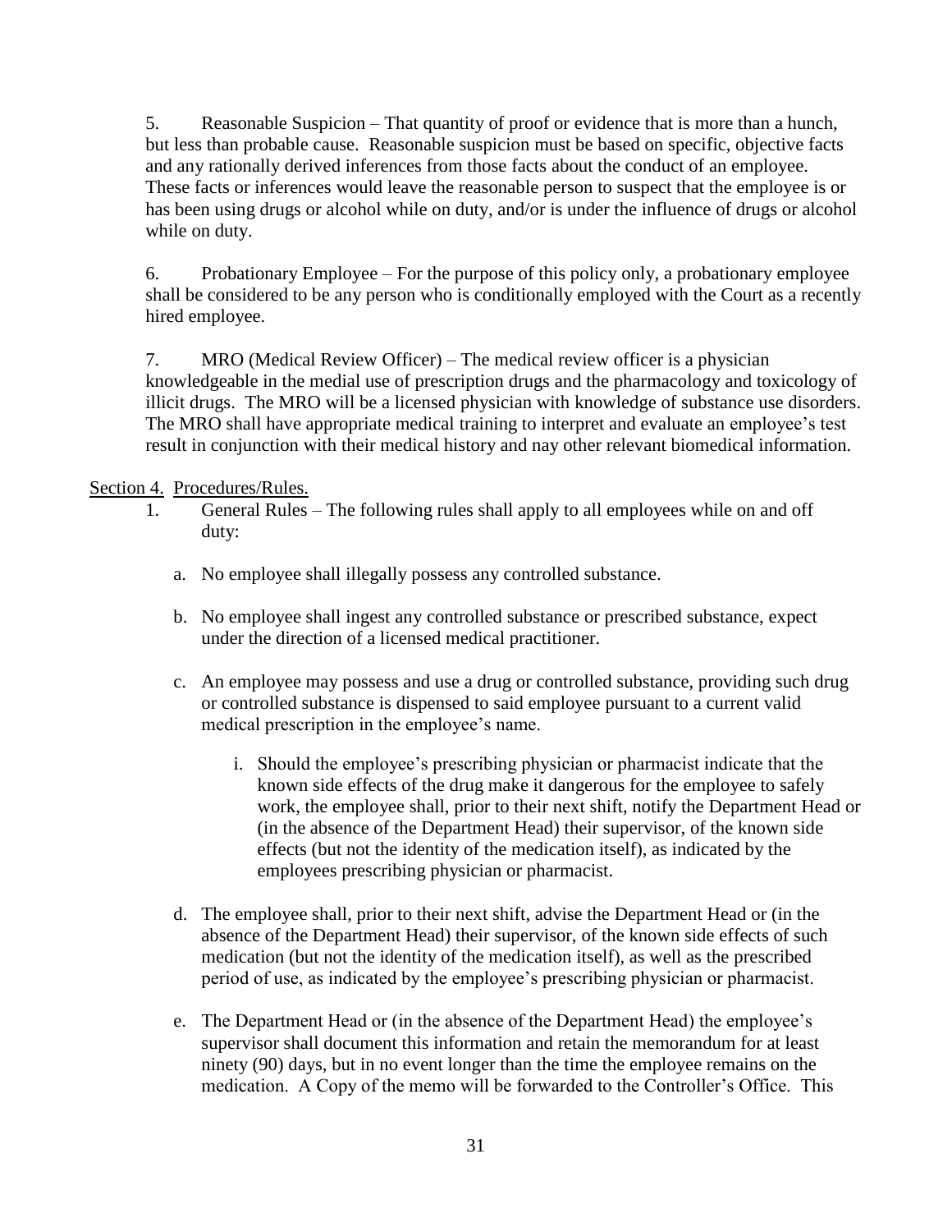5. Reasonable Suspicion – That quantity of proof or evidence that is more than a hunch, but less than probable cause. Reasonable suspicion must be based on specific, objective facts and any rationally derived inferences from those facts about the conduct of an employee. These facts or inferences would leave the reasonable person to suspect that the employee is or has been using drugs or alcohol while on duty, and/or is under the influence of drugs or alcohol while on duty.

6. Probationary Employee – For the purpose of this policy only, a probationary employee shall be considered to be any person who is conditionally employed with the Court as a recently hired employee.

7. MRO (Medical Review Officer) – The medical review officer is a physician knowledgeable in the medial use of prescription drugs and the pharmacology and toxicology of illicit drugs. The MRO will be a licensed physician with knowledge of substance use disorders. The MRO shall have appropriate medical training to interpret and evaluate an employee's test result in conjunction with their medical history and nay other relevant biomedical information.

Section 4. Procedures/Rules.

1. General Rules – The following rules shall apply to all employees while on and off duty:

   a. No employee shall illegally possess any controlled substance.

   b. No employee shall ingest any controlled substance or prescribed substance, expect under the direction of a licensed medical practitioner.

   c. An employee may possess and use a drug or controlled substance, providing such drug or controlled substance is dispensed to said employee pursuant to a current valid medical prescription in the employee's name.

      i. Should the employee's prescribing physician or pharmacist indicate that the known side effects of the drug make it dangerous for the employee to safely work, the employee shall, prior to their next shift, notify the Department Head or (in the absence of the Department Head) their supervisor, of the known side effects (but not the identity of the medication itself), as indicated by the employees prescribing physician or pharmacist.

   d. The employee shall, prior to their next shift, advise the Department Head or (in the absence of the Department Head) their supervisor, of the known side effects of such medication (but not the identity of the medication itself), as well as the prescribed period of use, as indicated by the employee's prescribing physician or pharmacist.

   e. The Department Head or (in the absence of the Department Head) the employee's supervisor shall document this information and retain the memorandum for at least ninety (90) days, but in no event longer than the time the employee remains on the medication. A Copy of the memo will be forwarded to the Controller's Office. This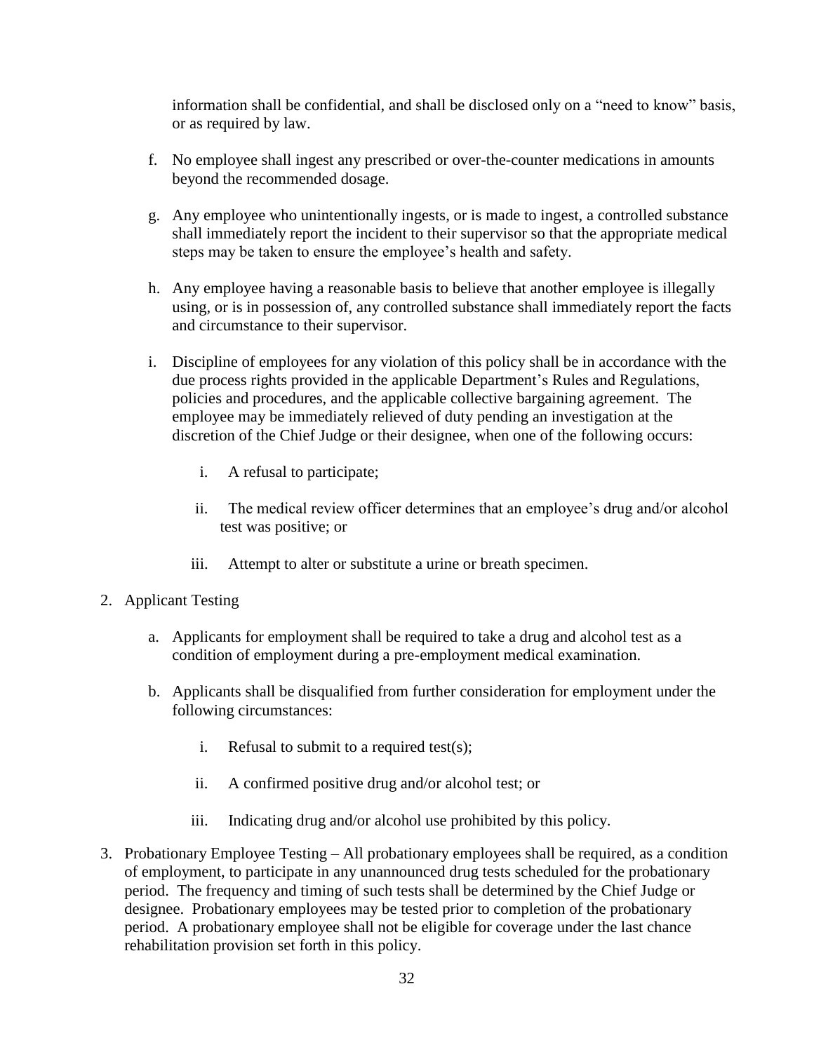information shall be confidential, and shall be disclosed only on a "need to know" basis, or as required by law.

f. No employee shall ingest any prescribed or over-the-counter medications in amounts beyond the recommended dosage.

g. Any employee who unintentionally ingests, or is made to ingest, a controlled substance shall immediately report the incident to their supervisor so that the appropriate medical steps may be taken to ensure the employee's health and safety.

h. Any employee having a reasonable basis to believe that another employee is illegally using, or is in possession of, any controlled substance shall immediately report the facts and circumstance to their supervisor.

i. Discipline of employees for any violation of this policy shall be in accordance with the due process rights provided in the applicable Department's Rules and Regulations, policies and procedures, and the applicable collective bargaining agreement. The employee may be immediately relieved of duty pending an investigation at the discretion of the Chief Judge or their designee, when one of the following occurs:

   i. A refusal to participate;

   ii. The medical review officer determines that an employee's drug and/or alcohol test was positive; or

   iii. Attempt to alter or substitute a urine or breath specimen.

2. Applicant Testing

   a. Applicants for employment shall be required to take a drug and alcohol test as a condition of employment during a pre-employment medical examination.

   b. Applicants shall be disqualified from further consideration for employment under the following circumstances:

      i. Refusal to submit to a required test(s);

      ii. A confirmed positive drug and/or alcohol test; or

      iii. Indicating drug and/or alcohol use prohibited by this policy.

3. Probationary Employee Testing – All probationary employees shall be required, as a condition of employment, to participate in any unannounced drug tests scheduled for the probationary period. The frequency and timing of such tests shall be determined by the Chief Judge or designee. Probationary employees may be tested prior to completion of the probationary period. A probationary employee shall not be eligible for coverage under the last chance rehabilitation provision set forth in this policy.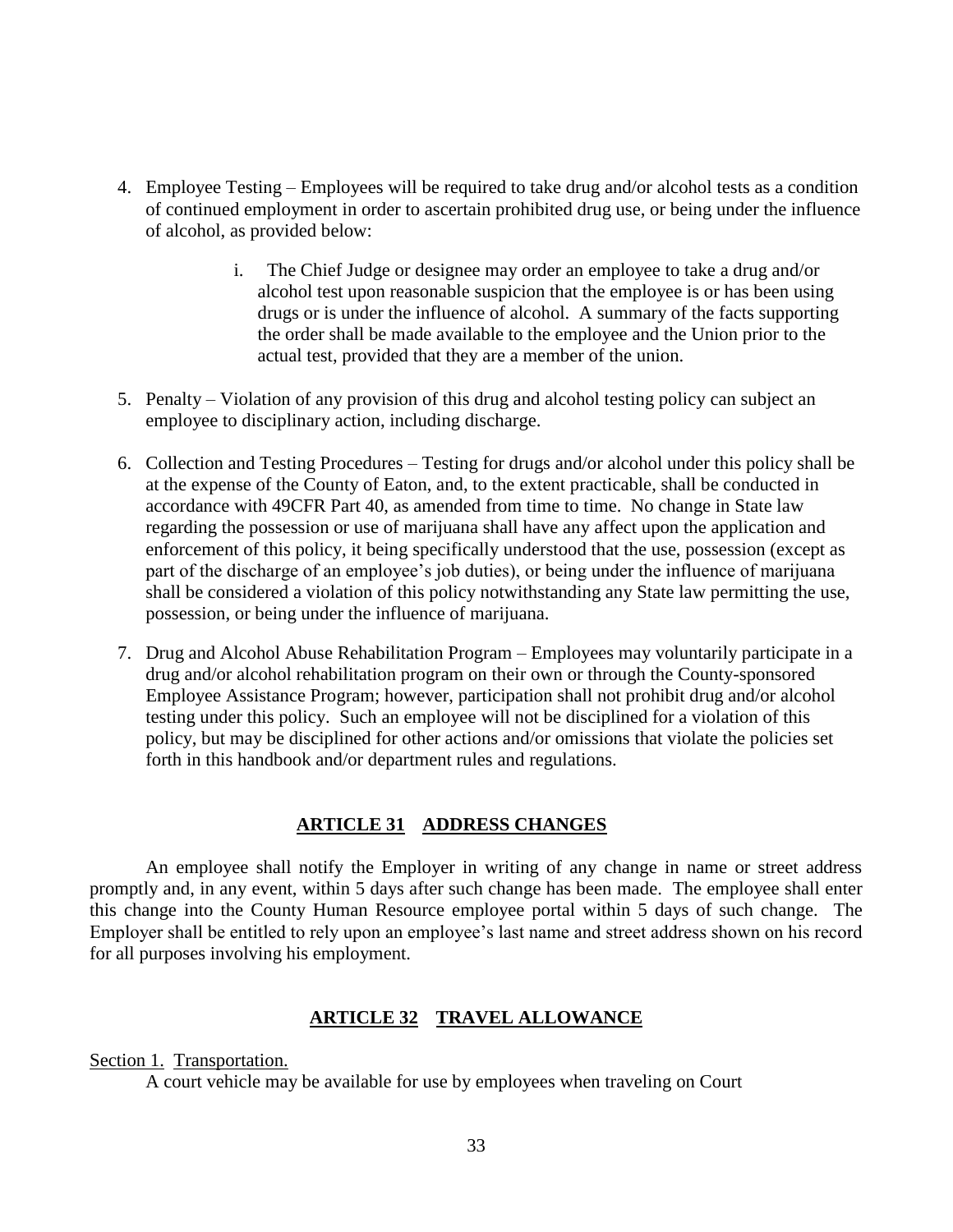4. Employee Testing – Employees will be required to take drug and/or alcohol tests as a condition of continued employment in order to ascertain prohibited drug use, or being under the influence of alcohol, as provided below:

    i. The Chief Judge or designee may order an employee to take a drug and/or alcohol test upon reasonable suspicion that the employee is or has been using drugs or is under the influence of alcohol. A summary of the facts supporting the order shall be made available to the employee and the Union prior to the actual test, provided that they are a member of the union.

5. Penalty – Violation of any provision of this drug and alcohol testing policy can subject an employee to disciplinary action, including discharge.

6. Collection and Testing Procedures – Testing for drugs and/or alcohol under this policy shall be at the expense of the County of Eaton, and, to the extent practicable, shall be conducted in accordance with 49CFR Part 40, as amended from time to time. No change in State law regarding the possession or use of marijuana shall have any affect upon the application and enforcement of this policy, it being specifically understood that the use, possession (except as part of the discharge of an employee's job duties), or being under the influence of marijuana shall be considered a violation of this policy notwithstanding any State law permitting the use, possession, or being under the influence of marijuana.

7. Drug and Alcohol Abuse Rehabilitation Program – Employees may voluntarily participate in a drug and/or alcohol rehabilitation program on their own or through the County-sponsored Employee Assistance Program; however, participation shall not prohibit drug and/or alcohol testing under this policy. Such an employee will not be disciplined for a violation of this policy, but may be disciplined for other actions and/or omissions that violate the policies set forth in this handbook and/or department rules and regulations.

## ARTICLE 31 ADDRESS CHANGES

An employee shall notify the Employer in writing of any change in name or street address promptly and, in any event, within 5 days after such change has been made. The employee shall enter this change into the County Human Resource employee portal within 5 days of such change. The Employer shall be entitled to rely upon an employee's last name and street address shown on his record for all purposes involving his employment.

## ARTICLE 32 TRAVEL ALLOWANCE

Section 1. Transportation.

A court vehicle may be available for use by employees when traveling on Court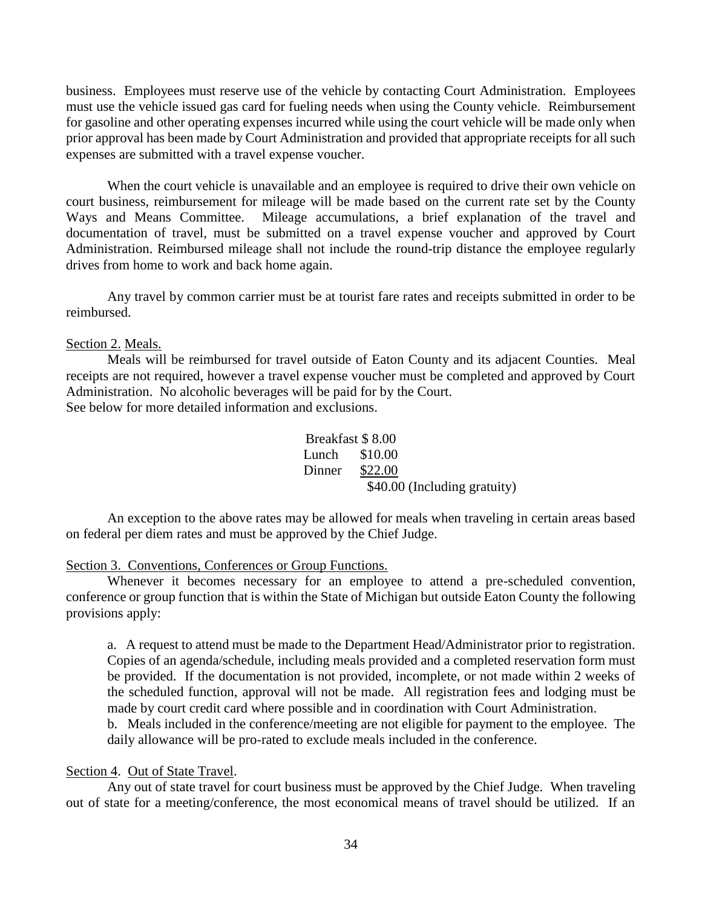business. Employees must reserve use of the vehicle by contacting Court Administration. Employees must use the vehicle issued gas card for fueling needs when using the County vehicle. Reimbursement for gasoline and other operating expenses incurred while using the court vehicle will be made only when prior approval has been made by Court Administration and provided that appropriate receipts for all such expenses are submitted with a travel expense voucher.

When the court vehicle is unavailable and an employee is required to drive their own vehicle on court business, reimbursement for mileage will be made based on the current rate set by the County Ways and Means Committee. Mileage accumulations, a brief explanation of the travel and documentation of travel, must be submitted on a travel expense voucher and approved by Court Administration. Reimbursed mileage shall not include the round-trip distance the employee regularly drives from home to work and back home again.

Any travel by common carrier must be at tourist fare rates and receipts submitted in order to be reimbursed.

Section 2. Meals.

Meals will be reimbursed for travel outside of Eaton County and its adjacent Counties. Meal receipts are not required, however a travel expense voucher must be completed and approved by Court Administration. No alcoholic beverages will be paid for by the Court.
See below for more detailed information and exclusions.

| | |
|---|---|
| Breakfast | $ 8.00 |
| Lunch | $10.00 |
| Dinner | $22.00 |
| | $40.00 (Including gratuity) |

An exception to the above rates may be allowed for meals when traveling in certain areas based on federal per diem rates and must be approved by the Chief Judge.

Section 3. Conventions, Conferences or Group Functions.

Whenever it becomes necessary for an employee to attend a pre-scheduled convention, conference or group function that is within the State of Michigan but outside Eaton County the following provisions apply:

a. A request to attend must be made to the Department Head/Administrator prior to registration. Copies of an agenda/schedule, including meals provided and a completed reservation form must be provided. If the documentation is not provided, incomplete, or not made within 2 weeks of the scheduled function, approval will not be made. All registration fees and lodging must be made by court credit card where possible and in coordination with Court Administration.

b. Meals included in the conference/meeting are not eligible for payment to the employee. The daily allowance will be pro-rated to exclude meals included in the conference.

Section 4. Out of State Travel.

Any out of state travel for court business must be approved by the Chief Judge. When traveling out of state for a meeting/conference, the most economical means of travel should be utilized. If an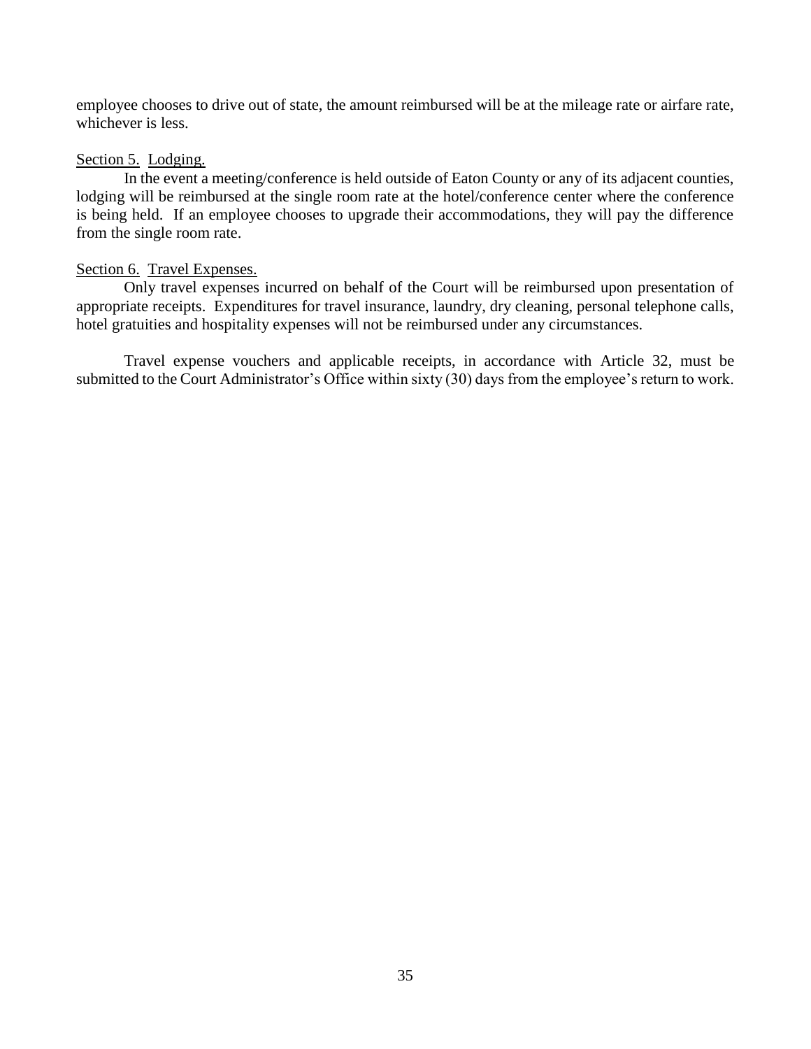employee chooses to drive out of state, the amount reimbursed will be at the mileage rate or airfare rate, whichever is less.

Section 5. Lodging.

In the event a meeting/conference is held outside of Eaton County or any of its adjacent counties, lodging will be reimbursed at the single room rate at the hotel/conference center where the conference is being held. If an employee chooses to upgrade their accommodations, they will pay the difference from the single room rate.

Section 6. Travel Expenses.

Only travel expenses incurred on behalf of the Court will be reimbursed upon presentation of appropriate receipts. Expenditures for travel insurance, laundry, dry cleaning, personal telephone calls, hotel gratuities and hospitality expenses will not be reimbursed under any circumstances.

Travel expense vouchers and applicable receipts, in accordance with Article 32, must be submitted to the Court Administrator's Office within sixty (30) days from the employee's return to work.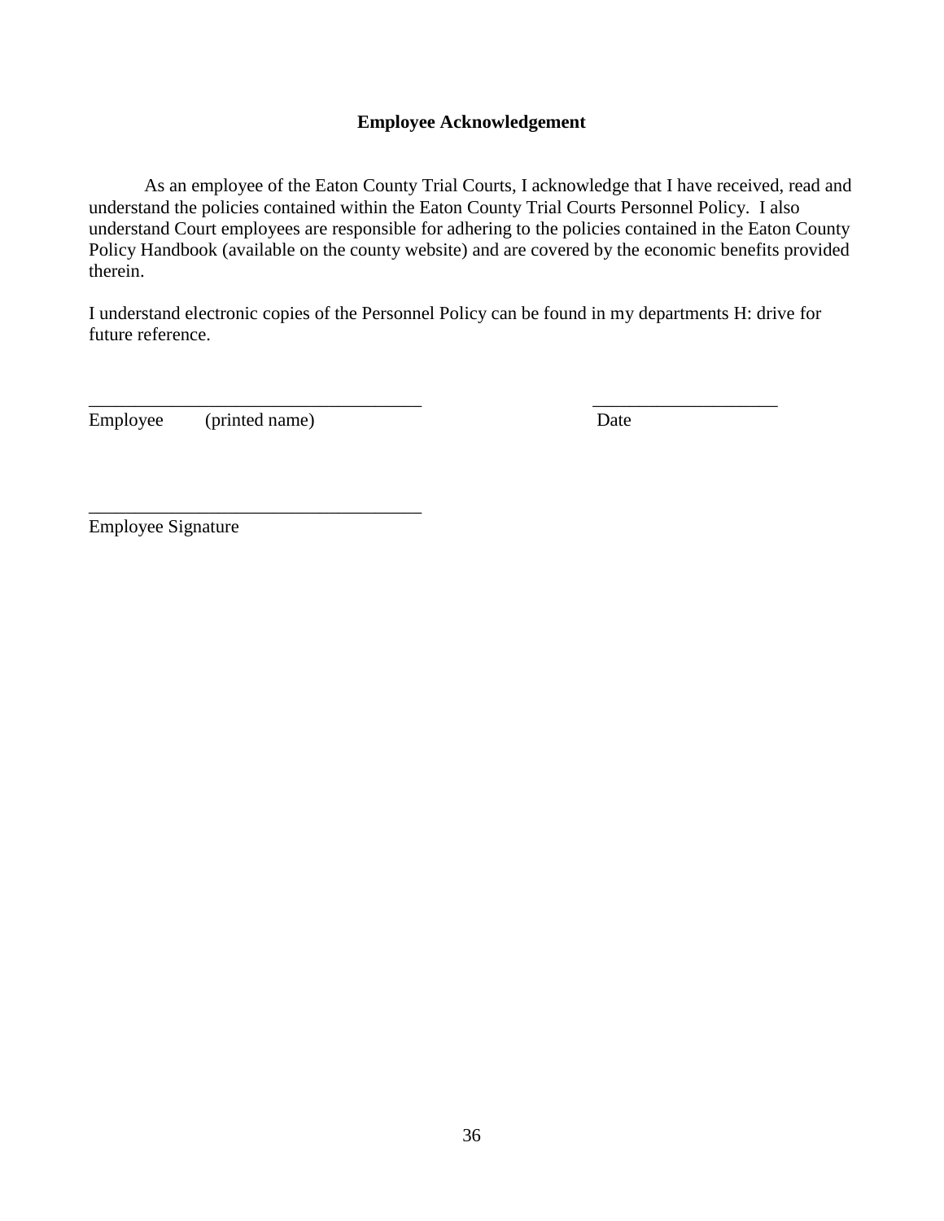**Employee Acknowledgement**

As an employee of the Eaton County Trial Courts, I acknowledge that I have received, read and understand the policies contained within the Eaton County Trial Courts Personnel Policy. I also understand Court employees are responsible for adhering to the policies contained in the Eaton County Policy Handbook (available on the county website) and are covered by the economic benefits provided therein.

I understand electronic copies of the Personnel Policy can be found in my departments H: drive for future reference.

____________________________________ ____________________

Employee (printed name) Date

____________________________________

Employee Signature